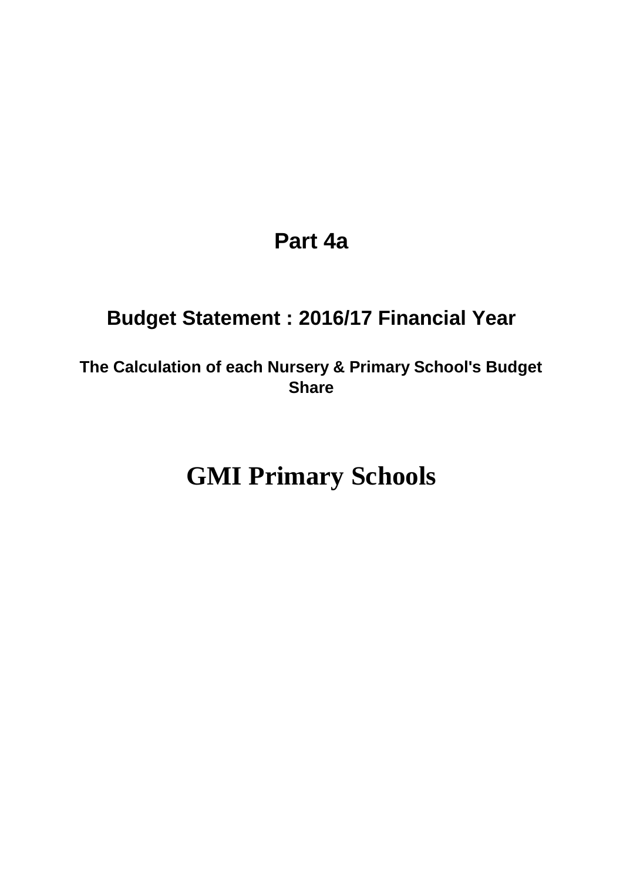# Part 4a

## Budget Statement : 2016/17 Financial Year

### The Calculation of each Nursery & Primary School's Budget Share

# GMI Primary Schools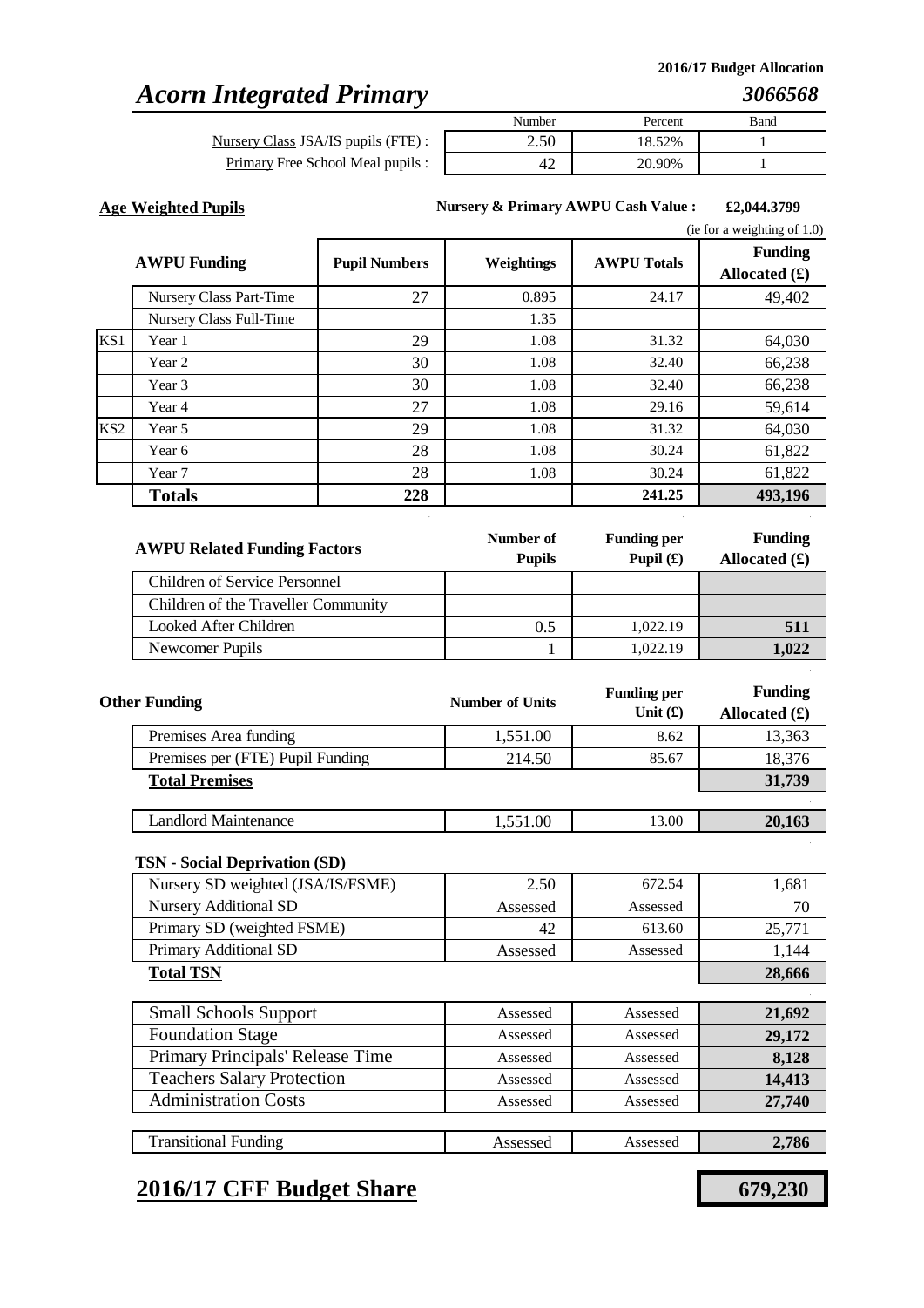2016/17 Budget Allocation

# *Acorn Integrated Primary*

***3066568***

| | Number | Percent | Band |
|---|---|---|---|
| Nursery Class JSA/IS pupils (FTE) : | 2.50 | 18.52% | 1 |
| Primary Free School Meal pupils : | 42 | 20.90% | 1 |

**Age Weighted Pupils**

**Nursery & Primary AWPU Cash Value : £2,044.3799**

(ie for a weighting of 1.0)

| | AWPU Funding | Pupil Numbers | Weightings | AWPU Totals | Funding Allocated (£) |
|---|---|---|---|---|---|
| | Nursery Class Part-Time | 27 | 0.895 | 24.17 | 49,402 |
| | Nursery Class Full-Time | | 1.35 | | |
| KS1 | Year 1 | 29 | 1.08 | 31.32 | 64,030 |
| | Year 2 | 30 | 1.08 | 32.40 | 66,238 |
| | Year 3 | 30 | 1.08 | 32.40 | 66,238 |
| | Year 4 | 27 | 1.08 | 29.16 | 59,614 |
| KS2 | Year 5 | 29 | 1.08 | 31.32 | 64,030 |
| | Year 6 | 28 | 1.08 | 30.24 | 61,822 |
| | Year 7 | 28 | 1.08 | 30.24 | 61,822 |
| | **Totals** | **228** | | **241.25** | **493,196** |

| AWPU Related Funding Factors | Number of Pupils | Funding per Pupil (£) | Funding Allocated (£) |
|---|---|---|---|
| Children of Service Personnel | | | |
| Children of the Traveller Community | | | |
| Looked After Children | 0.5 | 1,022.19 | **511** |
| Newcomer Pupils | 1 | 1,022.19 | **1,022** |

| Other Funding | Number of Units | Funding per Unit (£) | Funding Allocated (£) |
|---|---|---|---|
| Premises Area funding | 1,551.00 | 8.62 | 13,363 |
| Premises per (FTE) Pupil Funding | 214.50 | 85.67 | 18,376 |
| **Total Premises** | | | **31,739** |
| Landlord Maintenance | 1,551.00 | 13.00 | **20,163** |

**TSN - Social Deprivation (SD)**

| | | | |
|---|---|---|---|
| Nursery SD weighted (JSA/IS/FSME) | 2.50 | 672.54 | 1,681 |
| Nursery Additional SD | Assessed | Assessed | 70 |
| Primary SD (weighted FSME) | 42 | 613.60 | 25,771 |
| Primary Additional SD | Assessed | Assessed | 1,144 |
| **Total TSN** | | | **28,666** |

| | | | |
|---|---|---|---|
| Small Schools Support | Assessed | Assessed | **21,692** |
| Foundation Stage | Assessed | Assessed | **29,172** |
| Primary Principals' Release Time | Assessed | Assessed | **8,128** |
| Teachers Salary Protection | Assessed | Assessed | **14,413** |
| Administration Costs | Assessed | Assessed | **27,740** |
| Transitional Funding | Assessed | Assessed | **2,786** |

## 2016/17 CFF Budget Share

**679,230**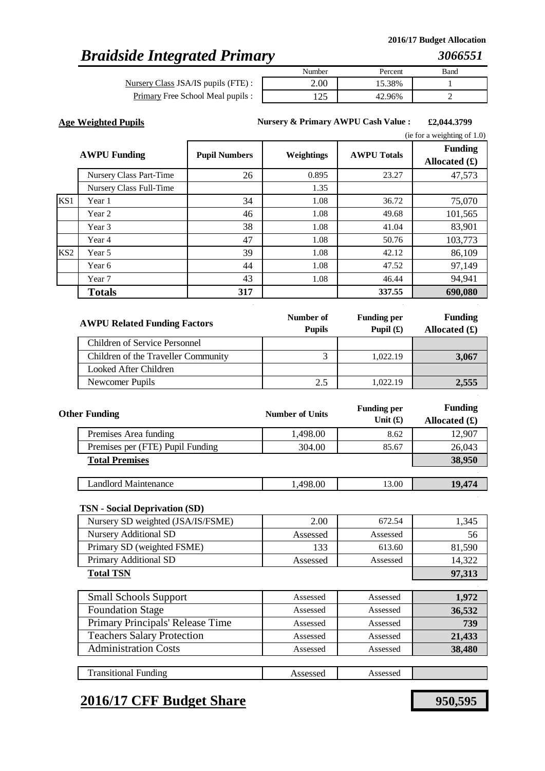2016/17 Budget Allocation

# *Braidside Integrated Primary* *3066551*

| | Number | Percent | Band |
|---|---|---|---|
| Nursery Class JSA/IS pupils (FTE) : | 2.00 | 15.38% | 1 |
| Primary Free School Meal pupils : | 125 | 42.96% | 2 |

**Age Weighted Pupils**

**Nursery & Primary AWPU Cash Value : £2,044.3799** (ie for a weighting of 1.0)

| | AWPU Funding | Pupil Numbers | Weightings | AWPU Totals | Funding Allocated (£) |
|---|---|---|---|---|---|
| | Nursery Class Part-Time | 26 | 0.895 | 23.27 | 47,573 |
| | Nursery Class Full-Time | | 1.35 | | |
| KS1 | Year 1 | 34 | 1.08 | 36.72 | 75,070 |
| | Year 2 | 46 | 1.08 | 49.68 | 101,565 |
| | Year 3 | 38 | 1.08 | 41.04 | 83,901 |
| | Year 4 | 47 | 1.08 | 50.76 | 103,773 |
| KS2 | Year 5 | 39 | 1.08 | 42.12 | 86,109 |
| | Year 6 | 44 | 1.08 | 47.52 | 97,149 |
| | Year 7 | 43 | 1.08 | 46.44 | 94,941 |
| | **Totals** | **317** | | **337.55** | **690,080** |

| AWPU Related Funding Factors | Number of Pupils | Funding per Pupil (£) | Funding Allocated (£) |
|---|---|---|---|
| Children of Service Personnel | | | |
| Children of the Traveller Community | 3 | 1,022.19 | **3,067** |
| Looked After Children | | | |
| Newcomer Pupils | 2.5 | 1,022.19 | **2,555** |

| Other Funding | Number of Units | Funding per Unit (£) | Funding Allocated (£) |
|---|---|---|---|
| Premises Area funding | 1,498.00 | 8.62 | 12,907 |
| Premises per (FTE) Pupil Funding | 304.00 | 85.67 | 26,043 |
| **Total Premises** | | | **38,950** |
| Landlord Maintenance | 1,498.00 | 13.00 | **19,474** |

**TSN - Social Deprivation (SD)**

| | | | |
|---|---|---|---|
| Nursery SD weighted (JSA/IS/FSME) | 2.00 | 672.54 | 1,345 |
| Nursery Additional SD | Assessed | Assessed | 56 |
| Primary SD (weighted FSME) | 133 | 613.60 | 81,590 |
| Primary Additional SD | Assessed | Assessed | 14,322 |
| **Total TSN** | | | **97,313** |

| | | | |
|---|---|---|---|
| Small Schools Support | Assessed | Assessed | **1,972** |
| Foundation Stage | Assessed | Assessed | **36,532** |
| Primary Principals' Release Time | Assessed | Assessed | **739** |
| Teachers Salary Protection | Assessed | Assessed | **21,433** |
| Administration Costs | Assessed | Assessed | **38,480** |
| Transitional Funding | Assessed | Assessed | |

## 2016/17 CFF Budget Share **950,595**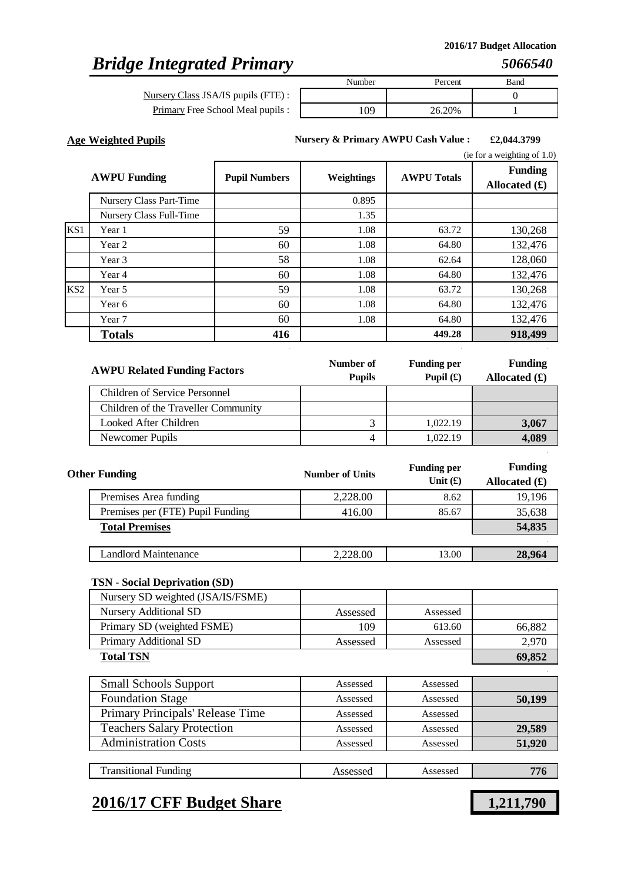**2016/17 Budget Allocation**

# *Bridge Integrated Primary* *5066540*

| | Number | Percent | Band |
|---|---|---|---|
| Nursery Class JSA/IS pupils (FTE) : | | | 0 |
| Primary Free School Meal pupils : | 109 | 26.20% | 1 |

**Age Weighted Pupils**

**Nursery & Primary AWPU Cash Value : £2,044.3799**

(ie for a weighting of 1.0)

| | AWPU Funding | Pupil Numbers | Weightings | AWPU Totals | Funding Allocated (£) |
|---|---|---|---|---|---|
| | Nursery Class Part-Time | | 0.895 | | |
| | Nursery Class Full-Time | | 1.35 | | |
| KS1 | Year 1 | 59 | 1.08 | 63.72 | 130,268 |
| | Year 2 | 60 | 1.08 | 64.80 | 132,476 |
| | Year 3 | 58 | 1.08 | 62.64 | 128,060 |
| | Year 4 | 60 | 1.08 | 64.80 | 132,476 |
| KS2 | Year 5 | 59 | 1.08 | 63.72 | 130,268 |
| | Year 6 | 60 | 1.08 | 64.80 | 132,476 |
| | Year 7 | 60 | 1.08 | 64.80 | 132,476 |
| | **Totals** | **416** | | **449.28** | **918,499** |

| AWPU Related Funding Factors | Number of Pupils | Funding per Pupil (£) | Funding Allocated (£) |
|---|---|---|---|
| Children of Service Personnel | | | |
| Children of the Traveller Community | | | |
| Looked After Children | 3 | 1,022.19 | **3,067** |
| Newcomer Pupils | 4 | 1,022.19 | **4,089** |

| Other Funding | Number of Units | Funding per Unit (£) | Funding Allocated (£) |
|---|---|---|---|
| Premises Area funding | 2,228.00 | 8.62 | 19,196 |
| Premises per (FTE) Pupil Funding | 416.00 | 85.67 | 35,638 |
| **Total Premises** | | | **54,835** |
| Landlord Maintenance | 2,228.00 | 13.00 | **28,964** |

**TSN - Social Deprivation (SD)**

| | | | |
|---|---|---|---|
| Nursery SD weighted (JSA/IS/FSME) | | | |
| Nursery Additional SD | Assessed | Assessed | |
| Primary SD (weighted FSME) | 109 | 613.60 | 66,882 |
| Primary Additional SD | Assessed | Assessed | 2,970 |
| **Total TSN** | | | **69,852** |

| | | | |
|---|---|---|---|
| Small Schools Support | Assessed | Assessed | |
| Foundation Stage | Assessed | Assessed | **50,199** |
| Primary Principals' Release Time | Assessed | Assessed | |
| Teachers Salary Protection | Assessed | Assessed | **29,589** |
| Administration Costs | Assessed | Assessed | **51,920** |
| Transitional Funding | Assessed | Assessed | **776** |

## 2016/17 CFF Budget Share **1,211,790**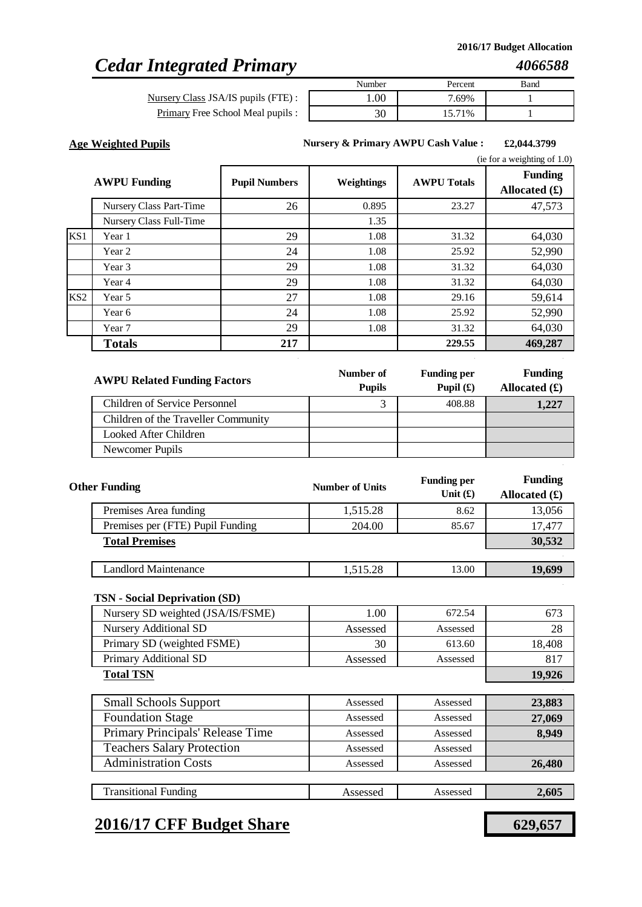2016/17 Budget Allocation

# *Cedar Integrated Primary* *4066588*

| | Number | Percent | Band |
|---|---|---|---|
| Nursery Class JSA/IS pupils (FTE) : | 1.00 | 7.69% | 1 |
| Primary Free School Meal pupils : | 30 | 15.71% | 1 |

**Age Weighted Pupils**

**Nursery & Primary AWPU Cash Value :** **£2,044.3799**

(ie for a weighting of 1.0)

| | AWPU Funding | Pupil Numbers | Weightings | AWPU Totals | Funding Allocated (£) |
|---|---|---|---|---|---|
| | Nursery Class Part-Time | 26 | 0.895 | 23.27 | 47,573 |
| | Nursery Class Full-Time | | 1.35 | | |
| KS1 | Year 1 | 29 | 1.08 | 31.32 | 64,030 |
| | Year 2 | 24 | 1.08 | 25.92 | 52,990 |
| | Year 3 | 29 | 1.08 | 31.32 | 64,030 |
| | Year 4 | 29 | 1.08 | 31.32 | 64,030 |
| KS2 | Year 5 | 27 | 1.08 | 29.16 | 59,614 |
| | Year 6 | 24 | 1.08 | 25.92 | 52,990 |
| | Year 7 | 29 | 1.08 | 31.32 | 64,030 |
| | **Totals** | **217** | | **229.55** | **469,287** |

| AWPU Related Funding Factors | Number of Pupils | Funding per Pupil (£) | Funding Allocated (£) |
|---|---|---|---|
| Children of Service Personnel | 3 | 408.88 | **1,227** |
| Children of the Traveller Community | | | |
| Looked After Children | | | |
| Newcomer Pupils | | | |

| Other Funding | Number of Units | Funding per Unit (£) | Funding Allocated (£) |
|---|---|---|---|
| Premises Area funding | 1,515.28 | 8.62 | 13,056 |
| Premises per (FTE) Pupil Funding | 204.00 | 85.67 | 17,477 |
| **Total Premises** | | | **30,532** |
| Landlord Maintenance | 1,515.28 | 13.00 | **19,699** |
| **TSN - Social Deprivation (SD)** | | | |
| Nursery SD weighted (JSA/IS/FSME) | 1.00 | 672.54 | 673 |
| Nursery Additional SD | Assessed | Assessed | 28 |
| Primary SD (weighted FSME) | 30 | 613.60 | 18,408 |
| Primary Additional SD | Assessed | Assessed | 817 |
| **Total TSN** | | | **19,926** |
| Small Schools Support | Assessed | Assessed | **23,883** |
| Foundation Stage | Assessed | Assessed | **27,069** |
| Primary Principals' Release Time | Assessed | Assessed | **8,949** |
| Teachers Salary Protection | Assessed | Assessed | |
| Administration Costs | Assessed | Assessed | **26,480** |
| Transitional Funding | Assessed | Assessed | **2,605** |

## 2016/17 CFF Budget Share **629,657**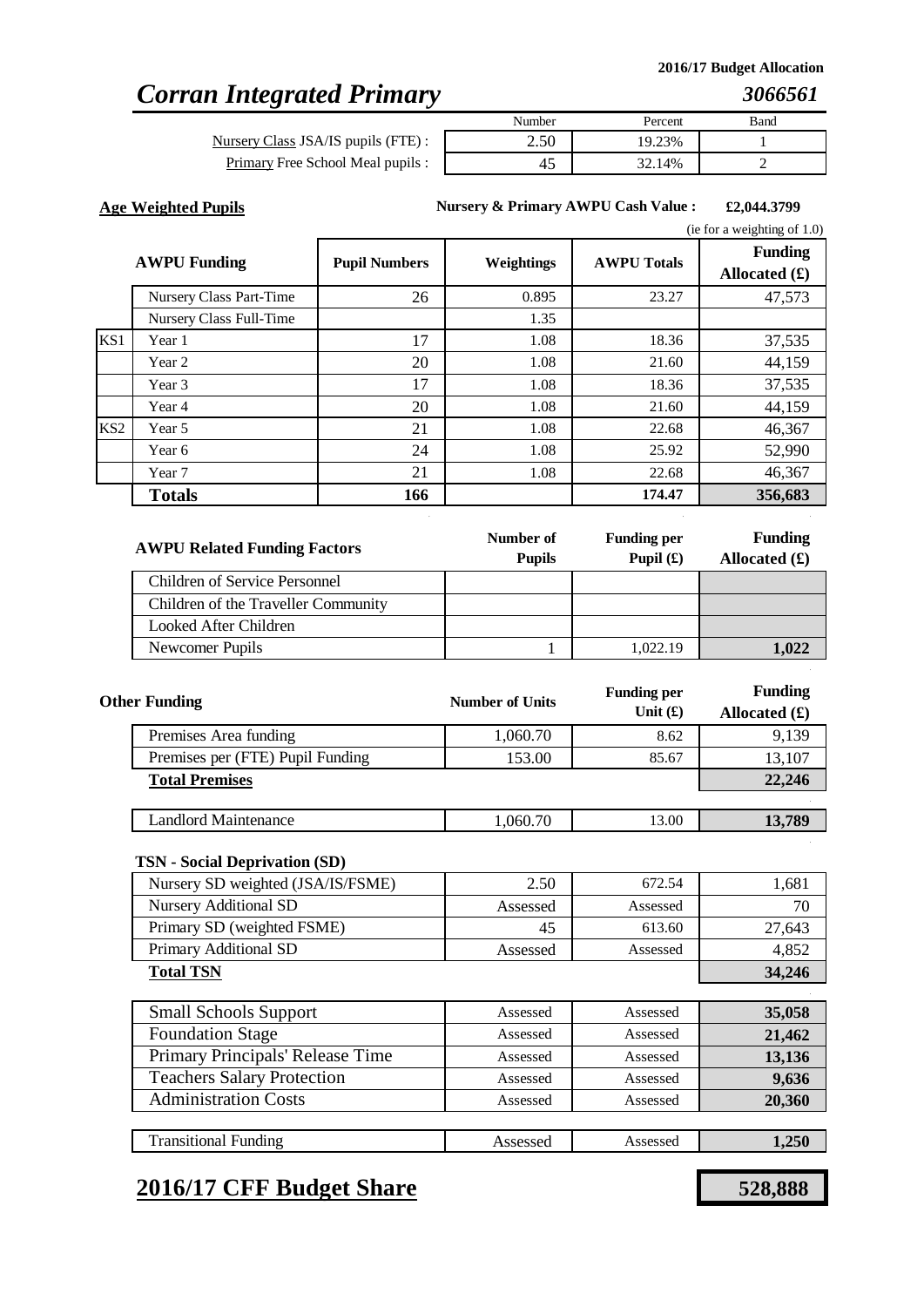**2016/17 Budget Allocation**

# *Corran Integrated Primary* — *3066561*

| | Number | Percent | Band |
|---|---|---|---|
| Nursery Class JSA/IS pupils (FTE) : | 2.50 | 19.23% | 1 |
| Primary Free School Meal pupils : | 45 | 32.14% | 2 |

**Age Weighted Pupils**

**Nursery & Primary AWPU Cash Value : £2,044.3799**

(ie for a weighting of 1.0)

| | AWPU Funding | Pupil Numbers | Weightings | AWPU Totals | Funding Allocated (£) |
|---|---|---|---|---|---|
| | Nursery Class Part-Time | 26 | 0.895 | 23.27 | 47,573 |
| | Nursery Class Full-Time | | 1.35 | | |
| KS1 | Year 1 | 17 | 1.08 | 18.36 | 37,535 |
| | Year 2 | 20 | 1.08 | 21.60 | 44,159 |
| | Year 3 | 17 | 1.08 | 18.36 | 37,535 |
| | Year 4 | 20 | 1.08 | 21.60 | 44,159 |
| KS2 | Year 5 | 21 | 1.08 | 22.68 | 46,367 |
| | Year 6 | 24 | 1.08 | 25.92 | 52,990 |
| | Year 7 | 21 | 1.08 | 22.68 | 46,367 |
| | **Totals** | **166** | | **174.47** | **356,683** |

| AWPU Related Funding Factors | Number of Pupils | Funding per Pupil (£) | Funding Allocated (£) |
|---|---|---|---|
| Children of Service Personnel | | | |
| Children of the Traveller Community | | | |
| Looked After Children | | | |
| Newcomer Pupils | 1 | 1,022.19 | **1,022** |

| Other Funding | Number of Units | Funding per Unit (£) | Funding Allocated (£) |
|---|---|---|---|
| Premises Area funding | 1,060.70 | 8.62 | 9,139 |
| Premises per (FTE) Pupil Funding | 153.00 | 85.67 | 13,107 |
| **Total Premises** | | | **22,246** |
| Landlord Maintenance | 1,060.70 | 13.00 | **13,789** |

**TSN - Social Deprivation (SD)**

| | | | |
|---|---|---|---|
| Nursery SD weighted (JSA/IS/FSME) | 2.50 | 672.54 | 1,681 |
| Nursery Additional SD | Assessed | Assessed | 70 |
| Primary SD (weighted FSME) | 45 | 613.60 | 27,643 |
| Primary Additional SD | Assessed | Assessed | 4,852 |
| **Total TSN** | | | **34,246** |

| | | | |
|---|---|---|---|
| Small Schools Support | Assessed | Assessed | **35,058** |
| Foundation Stage | Assessed | Assessed | **21,462** |
| Primary Principals' Release Time | Assessed | Assessed | **13,136** |
| Teachers Salary Protection | Assessed | Assessed | **9,636** |
| Administration Costs | Assessed | Assessed | **20,360** |
| Transitional Funding | Assessed | Assessed | **1,250** |

## 2016/17 CFF Budget Share — **528,888**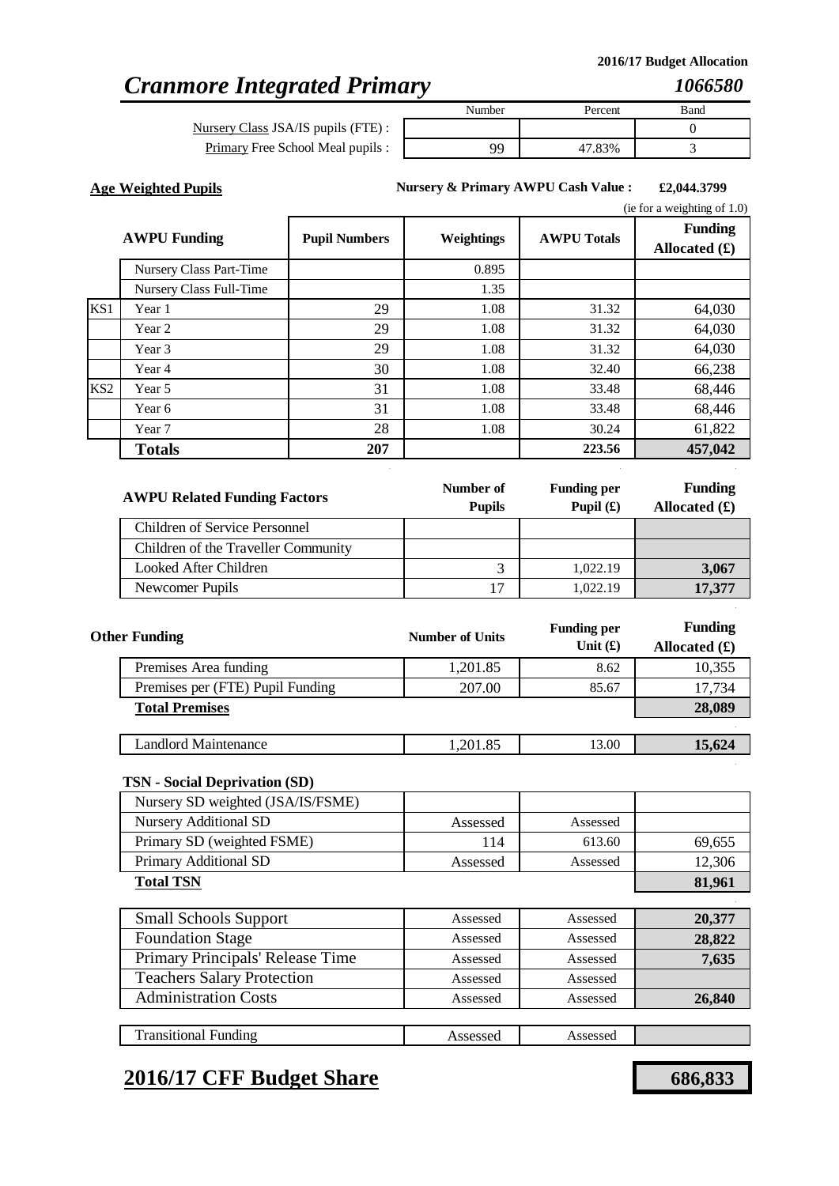**2016/17 Budget Allocation**

# *Cranmore Integrated Primary* 

***1066580***

| | Number | Percent | Band |
|---|---|---|---|
| Nursery Class JSA/IS pupils (FTE) : | | | 0 |
| Primary Free School Meal pupils : | 99 | 47.83% | 3 |

**Age Weighted Pupils**

**Nursery & Primary AWPU Cash Value : £2,044.3799**

(ie for a weighting of 1.0)

| | AWPU Funding | Pupil Numbers | Weightings | AWPU Totals | Funding Allocated (£) |
|---|---|---|---|---|---|
| | Nursery Class Part-Time | | 0.895 | | |
| | Nursery Class Full-Time | | 1.35 | | |
| KS1 | Year 1 | 29 | 1.08 | 31.32 | 64,030 |
| | Year 2 | 29 | 1.08 | 31.32 | 64,030 |
| | Year 3 | 29 | 1.08 | 31.32 | 64,030 |
| | Year 4 | 30 | 1.08 | 32.40 | 66,238 |
| KS2 | Year 5 | 31 | 1.08 | 33.48 | 68,446 |
| | Year 6 | 31 | 1.08 | 33.48 | 68,446 |
| | Year 7 | 28 | 1.08 | 30.24 | 61,822 |
| | **Totals** | **207** | | **223.56** | **457,042** |

| AWPU Related Funding Factors | Number of Pupils | Funding per Pupil (£) | Funding Allocated (£) |
|---|---|---|---|
| Children of Service Personnel | | | |
| Children of the Traveller Community | | | |
| Looked After Children | 3 | 1,022.19 | **3,067** |
| Newcomer Pupils | 17 | 1,022.19 | **17,377** |

| Other Funding | Number of Units | Funding per Unit (£) | Funding Allocated (£) |
|---|---|---|---|
| Premises Area funding | 1,201.85 | 8.62 | 10,355 |
| Premises per (FTE) Pupil Funding | 207.00 | 85.67 | 17,734 |
| **Total Premises** | | | **28,089** |
| Landlord Maintenance | 1,201.85 | 13.00 | **15,624** |

**TSN - Social Deprivation (SD)**

| | | | |
|---|---|---|---|
| Nursery SD weighted (JSA/IS/FSME) | | | |
| Nursery Additional SD | Assessed | Assessed | |
| Primary SD (weighted FSME) | 114 | 613.60 | 69,655 |
| Primary Additional SD | Assessed | Assessed | 12,306 |
| **Total TSN** | | | **81,961** |

| | | | |
|---|---|---|---|
| Small Schools Support | Assessed | Assessed | **20,377** |
| Foundation Stage | Assessed | Assessed | **28,822** |
| Primary Principals' Release Time | Assessed | Assessed | **7,635** |
| Teachers Salary Protection | Assessed | Assessed | |
| Administration Costs | Assessed | Assessed | **26,840** |
| Transitional Funding | Assessed | Assessed | |

## 2016/17 CFF Budget Share **686,833**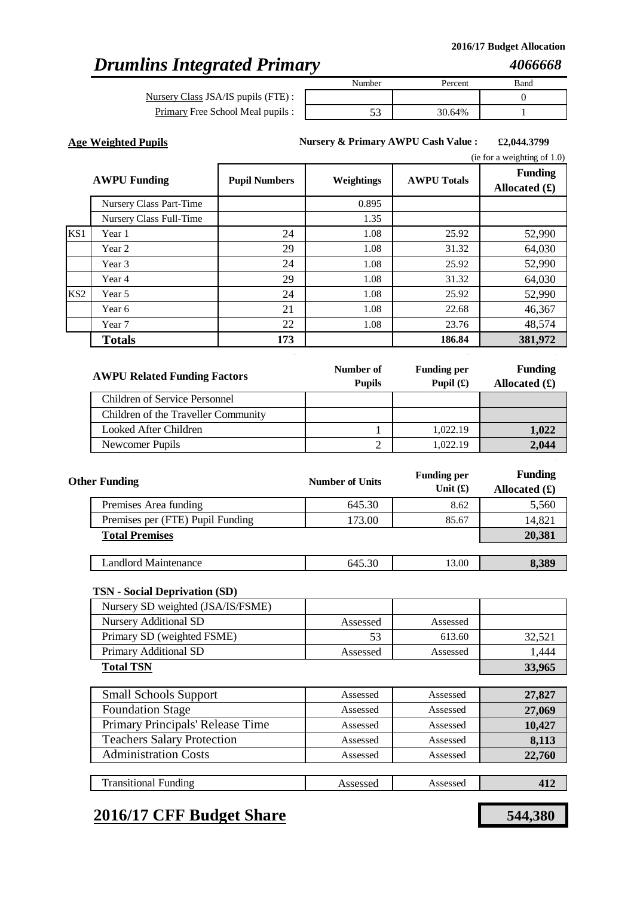**2016/17 Budget Allocation**

# *Drumlins Integrated Primary* *4066668*

| | Number | Percent | Band |
|---|---|---|---|
| Nursery Class JSA/IS pupils (FTE) : | | | 0 |
| Primary Free School Meal pupils : | 53 | 30.64% | 1 |

**Age Weighted Pupils** **Nursery & Primary AWPU Cash Value : £2,044.3799**

(ie for a weighting of 1.0)

| | AWPU Funding | Pupil Numbers | Weightings | AWPU Totals | Funding Allocated (£) |
|---|---|---|---|---|---|
| | Nursery Class Part-Time | | 0.895 | | |
| | Nursery Class Full-Time | | 1.35 | | |
| KS1 | Year 1 | 24 | 1.08 | 25.92 | 52,990 |
| | Year 2 | 29 | 1.08 | 31.32 | 64,030 |
| | Year 3 | 24 | 1.08 | 25.92 | 52,990 |
| | Year 4 | 29 | 1.08 | 31.32 | 64,030 |
| KS2 | Year 5 | 24 | 1.08 | 25.92 | 52,990 |
| | Year 6 | 21 | 1.08 | 22.68 | 46,367 |
| | Year 7 | 22 | 1.08 | 23.76 | 48,574 |
| | **Totals** | **173** | | **186.84** | **381,972** |

| AWPU Related Funding Factors | Number of Pupils | Funding per Pupil (£) | Funding Allocated (£) |
|---|---|---|---|
| Children of Service Personnel | | | |
| Children of the Traveller Community | | | |
| Looked After Children | 1 | 1,022.19 | **1,022** |
| Newcomer Pupils | 2 | 1,022.19 | **2,044** |

| Other Funding | Number of Units | Funding per Unit (£) | Funding Allocated (£) |
|---|---|---|---|
| Premises Area funding | 645.30 | 8.62 | 5,560 |
| Premises per (FTE) Pupil Funding | 173.00 | 85.67 | 14,821 |
| **Total Premises** | | | **20,381** |
| Landlord Maintenance | 645.30 | 13.00 | **8,389** |

| TSN - Social Deprivation (SD) | | | |
|---|---|---|---|
| Nursery SD weighted (JSA/IS/FSME) | | | |
| Nursery Additional SD | Assessed | Assessed | |
| Primary SD (weighted FSME) | 53 | 613.60 | 32,521 |
| Primary Additional SD | Assessed | Assessed | 1,444 |
| **Total TSN** | | | **33,965** |

| | | | |
|---|---|---|---|
| Small Schools Support | Assessed | Assessed | **27,827** |
| Foundation Stage | Assessed | Assessed | **27,069** |
| Primary Principals' Release Time | Assessed | Assessed | **10,427** |
| Teachers Salary Protection | Assessed | Assessed | **8,113** |
| Administration Costs | Assessed | Assessed | **22,760** |
| Transitional Funding | Assessed | Assessed | **412** |

## 2016/17 CFF Budget Share **544,380**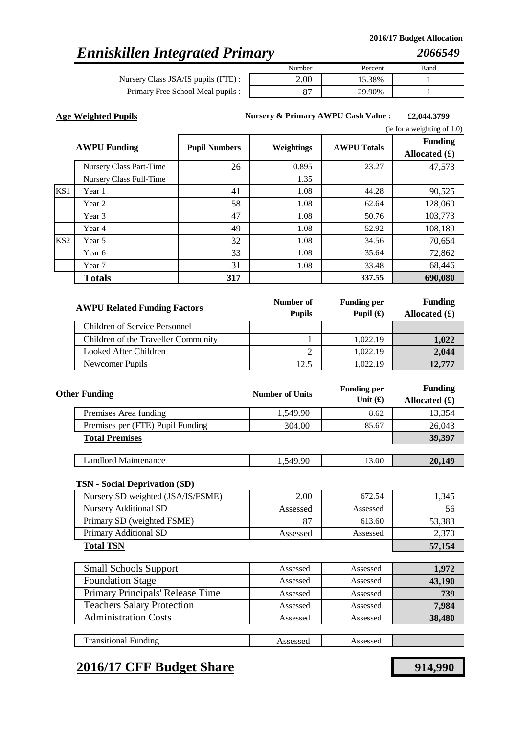2016/17 Budget Allocation

# *Enniskillen Integrated Primary* *2066549*

| | Number | Percent | Band |
|---|---|---|---|
| Nursery Class JSA/IS pupils (FTE) : | 2.00 | 15.38% | 1 |
| Primary Free School Meal pupils : | 87 | 29.90% | 1 |

**Age Weighted Pupils**

**Nursery & Primary AWPU Cash Value :** **£2,044.3799** (ie for a weighting of 1.0)

| | AWPU Funding | Pupil Numbers | Weightings | AWPU Totals | Funding Allocated (£) |
|---|---|---|---|---|---|
| | Nursery Class Part-Time | 26 | 0.895 | 23.27 | 47,573 |
| | Nursery Class Full-Time | | 1.35 | | |
| KS1 | Year 1 | 41 | 1.08 | 44.28 | 90,525 |
| | Year 2 | 58 | 1.08 | 62.64 | 128,060 |
| | Year 3 | 47 | 1.08 | 50.76 | 103,773 |
| | Year 4 | 49 | 1.08 | 52.92 | 108,189 |
| KS2 | Year 5 | 32 | 1.08 | 34.56 | 70,654 |
| | Year 6 | 33 | 1.08 | 35.64 | 72,862 |
| | Year 7 | 31 | 1.08 | 33.48 | 68,446 |
| | **Totals** | **317** | | **337.55** | **690,080** |

| AWPU Related Funding Factors | Number of Pupils | Funding per Pupil (£) | Funding Allocated (£) |
|---|---|---|---|
| Children of Service Personnel | | | |
| Children of the Traveller Community | 1 | 1,022.19 | **1,022** |
| Looked After Children | 2 | 1,022.19 | **2,044** |
| Newcomer Pupils | 12.5 | 1,022.19 | **12,777** |

| Other Funding | Number of Units | Funding per Unit (£) | Funding Allocated (£) |
|---|---|---|---|
| Premises Area funding | 1,549.90 | 8.62 | 13,354 |
| Premises per (FTE) Pupil Funding | 304.00 | 85.67 | 26,043 |
| **Total Premises** | | | **39,397** |
| Landlord Maintenance | 1,549.90 | 13.00 | **20,149** |
| **TSN - Social Deprivation (SD)** | | | |
| Nursery SD weighted (JSA/IS/FSME) | 2.00 | 672.54 | 1,345 |
| Nursery Additional SD | Assessed | Assessed | 56 |
| Primary SD (weighted FSME) | 87 | 613.60 | 53,383 |
| Primary Additional SD | Assessed | Assessed | 2,370 |
| **Total TSN** | | | **57,154** |
| Small Schools Support | Assessed | Assessed | **1,972** |
| Foundation Stage | Assessed | Assessed | **43,190** |
| Primary Principals' Release Time | Assessed | Assessed | **739** |
| Teachers Salary Protection | Assessed | Assessed | **7,984** |
| Administration Costs | Assessed | Assessed | **38,480** |
| Transitional Funding | Assessed | Assessed | |

## 2016/17 CFF Budget Share **914,990**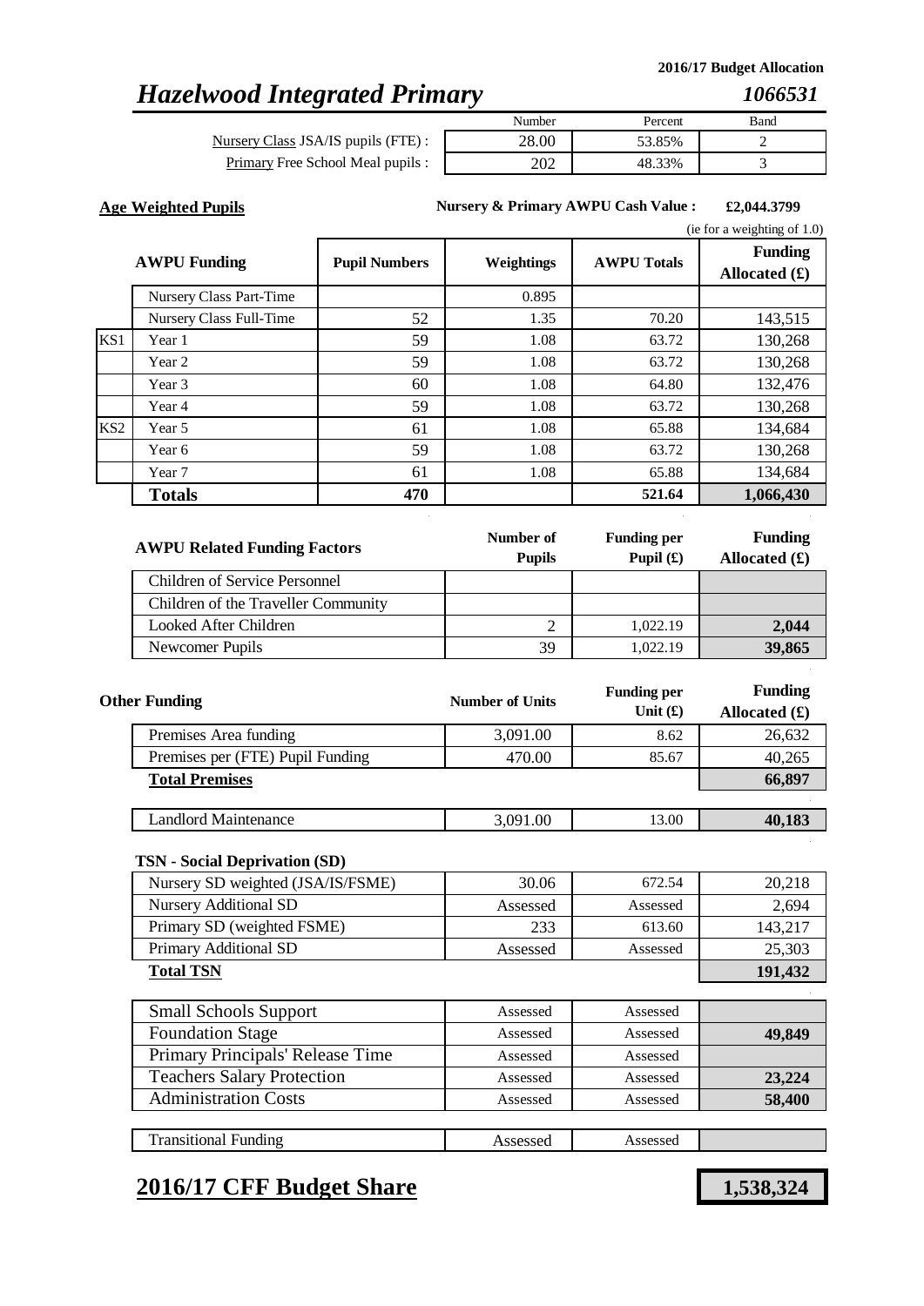2016/17 Budget Allocation

# *Hazelwood Integrated Primary* — *1066531*

| | Number | Percent | Band |
|---|---|---|---|
| Nursery Class JSA/IS pupils (FTE) : | 28.00 | 53.85% | 2 |
| Primary Free School Meal pupils : | 202 | 48.33% | 3 |

**Age Weighted Pupils**

**Nursery & Primary AWPU Cash Value : £2,044.3799**

(ie for a weighting of 1.0)

| | AWPU Funding | Pupil Numbers | Weightings | AWPU Totals | Funding Allocated (£) |
|---|---|---|---|---|---|
| | Nursery Class Part-Time | | 0.895 | | |
| | Nursery Class Full-Time | 52 | 1.35 | 70.20 | 143,515 |
| KS1 | Year 1 | 59 | 1.08 | 63.72 | 130,268 |
| | Year 2 | 59 | 1.08 | 63.72 | 130,268 |
| | Year 3 | 60 | 1.08 | 64.80 | 132,476 |
| | Year 4 | 59 | 1.08 | 63.72 | 130,268 |
| KS2 | Year 5 | 61 | 1.08 | 65.88 | 134,684 |
| | Year 6 | 59 | 1.08 | 63.72 | 130,268 |
| | Year 7 | 61 | 1.08 | 65.88 | 134,684 |
| | **Totals** | **470** | | **521.64** | **1,066,430** |

| AWPU Related Funding Factors | Number of Pupils | Funding per Pupil (£) | Funding Allocated (£) |
|---|---|---|---|
| Children of Service Personnel | | | |
| Children of the Traveller Community | | | |
| Looked After Children | 2 | 1,022.19 | **2,044** |
| Newcomer Pupils | 39 | 1,022.19 | **39,865** |

| Other Funding | Number of Units | Funding per Unit (£) | Funding Allocated (£) |
|---|---|---|---|
| Premises Area funding | 3,091.00 | 8.62 | 26,632 |
| Premises per (FTE) Pupil Funding | 470.00 | 85.67 | 40,265 |
| **Total Premises** | | | **66,897** |
| Landlord Maintenance | 3,091.00 | 13.00 | **40,183** |
| **TSN - Social Deprivation (SD)** | | | |
| Nursery SD weighted (JSA/IS/FSME) | 30.06 | 672.54 | 20,218 |
| Nursery Additional SD | Assessed | Assessed | 2,694 |
| Primary SD (weighted FSME) | 233 | 613.60 | 143,217 |
| Primary Additional SD | Assessed | Assessed | 25,303 |
| **Total TSN** | | | **191,432** |
| Small Schools Support | Assessed | Assessed | |
| Foundation Stage | Assessed | Assessed | **49,849** |
| Primary Principals' Release Time | Assessed | Assessed | |
| Teachers Salary Protection | Assessed | Assessed | **23,224** |
| Administration Costs | Assessed | Assessed | **58,400** |
| Transitional Funding | Assessed | Assessed | |

## 2016/17 CFF Budget Share — **1,538,324**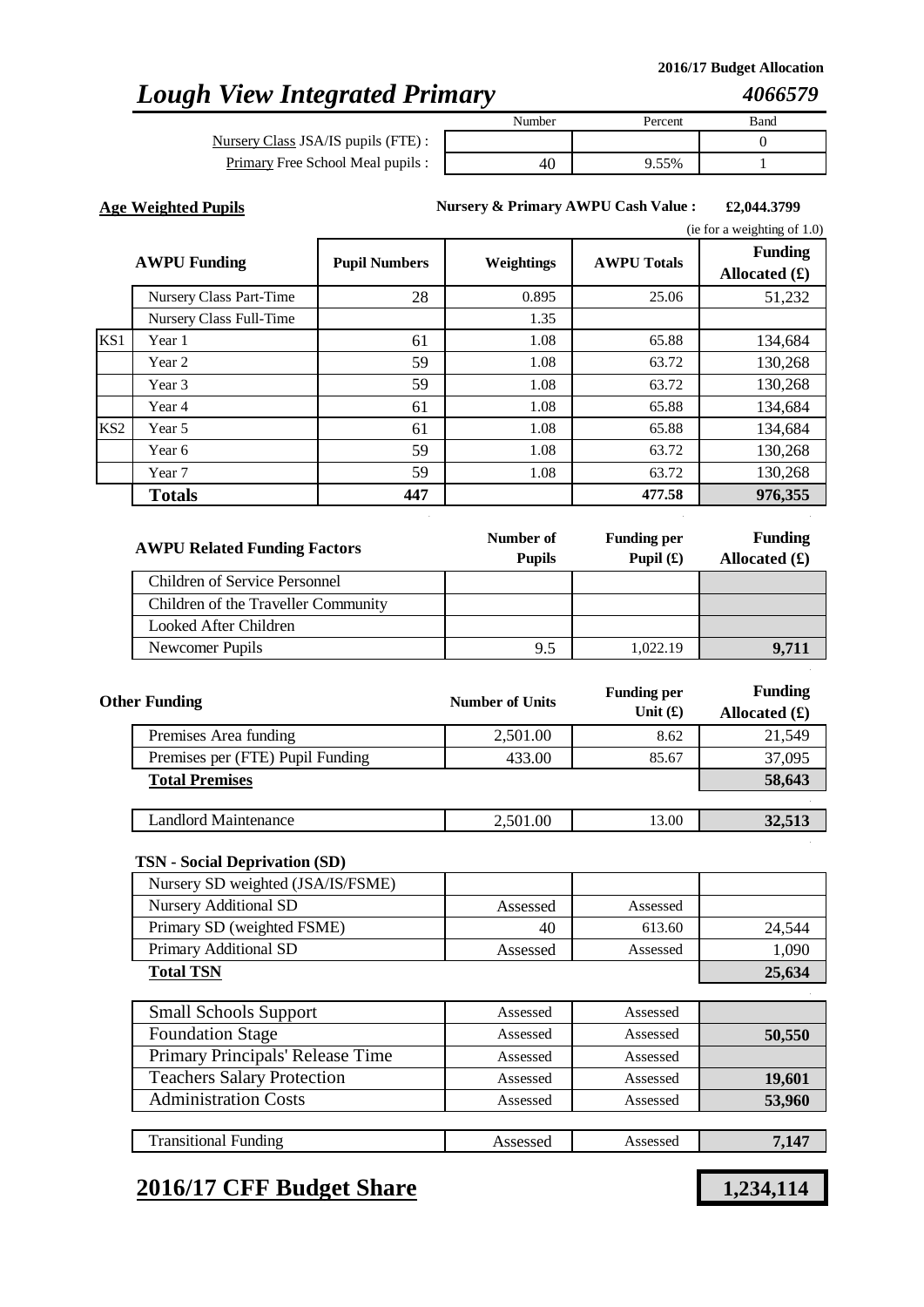2016/17 Budget Allocation

# *Lough View Integrated Primary* *4066579*

| | Number | Percent | Band |
|---|---|---|---|
| Nursery Class JSA/IS pupils (FTE) : | | | 0 |
| Primary Free School Meal pupils : | 40 | 9.55% | 1 |

**Age Weighted Pupils** **Nursery & Primary AWPU Cash Value : £2,044.3799**

(ie for a weighting of 1.0)

| | AWPU Funding | Pupil Numbers | Weightings | AWPU Totals | Funding Allocated (£) |
|---|---|---|---|---|---|
| | Nursery Class Part-Time | 28 | 0.895 | 25.06 | 51,232 |
| | Nursery Class Full-Time | | 1.35 | | |
| KS1 | Year 1 | 61 | 1.08 | 65.88 | 134,684 |
| | Year 2 | 59 | 1.08 | 63.72 | 130,268 |
| | Year 3 | 59 | 1.08 | 63.72 | 130,268 |
| | Year 4 | 61 | 1.08 | 65.88 | 134,684 |
| KS2 | Year 5 | 61 | 1.08 | 65.88 | 134,684 |
| | Year 6 | 59 | 1.08 | 63.72 | 130,268 |
| | Year 7 | 59 | 1.08 | 63.72 | 130,268 |
| | **Totals** | **447** | | **477.58** | **976,355** |

| AWPU Related Funding Factors | Number of Pupils | Funding per Pupil (£) | Funding Allocated (£) |
|---|---|---|---|
| Children of Service Personnel | | | |
| Children of the Traveller Community | | | |
| Looked After Children | | | |
| Newcomer Pupils | 9.5 | 1,022.19 | **9,711** |

| Other Funding | Number of Units | Funding per Unit (£) | Funding Allocated (£) |
|---|---|---|---|
| Premises Area funding | 2,501.00 | 8.62 | 21,549 |
| Premises per (FTE) Pupil Funding | 433.00 | 85.67 | 37,095 |
| **Total Premises** | | | **58,643** |
| Landlord Maintenance | 2,501.00 | 13.00 | **32,513** |

**TSN - Social Deprivation (SD)**

| | | | |
|---|---|---|---|
| Nursery SD weighted (JSA/IS/FSME) | | | |
| Nursery Additional SD | Assessed | Assessed | |
| Primary SD (weighted FSME) | 40 | 613.60 | 24,544 |
| Primary Additional SD | Assessed | Assessed | 1,090 |
| **Total TSN** | | | **25,634** |

| | | | |
|---|---|---|---|
| Small Schools Support | Assessed | Assessed | |
| Foundation Stage | Assessed | Assessed | **50,550** |
| Primary Principals' Release Time | Assessed | Assessed | |
| Teachers Salary Protection | Assessed | Assessed | **19,601** |
| Administration Costs | Assessed | Assessed | **53,960** |
| Transitional Funding | Assessed | Assessed | **7,147** |

## 2016/17 CFF Budget Share **1,234,114**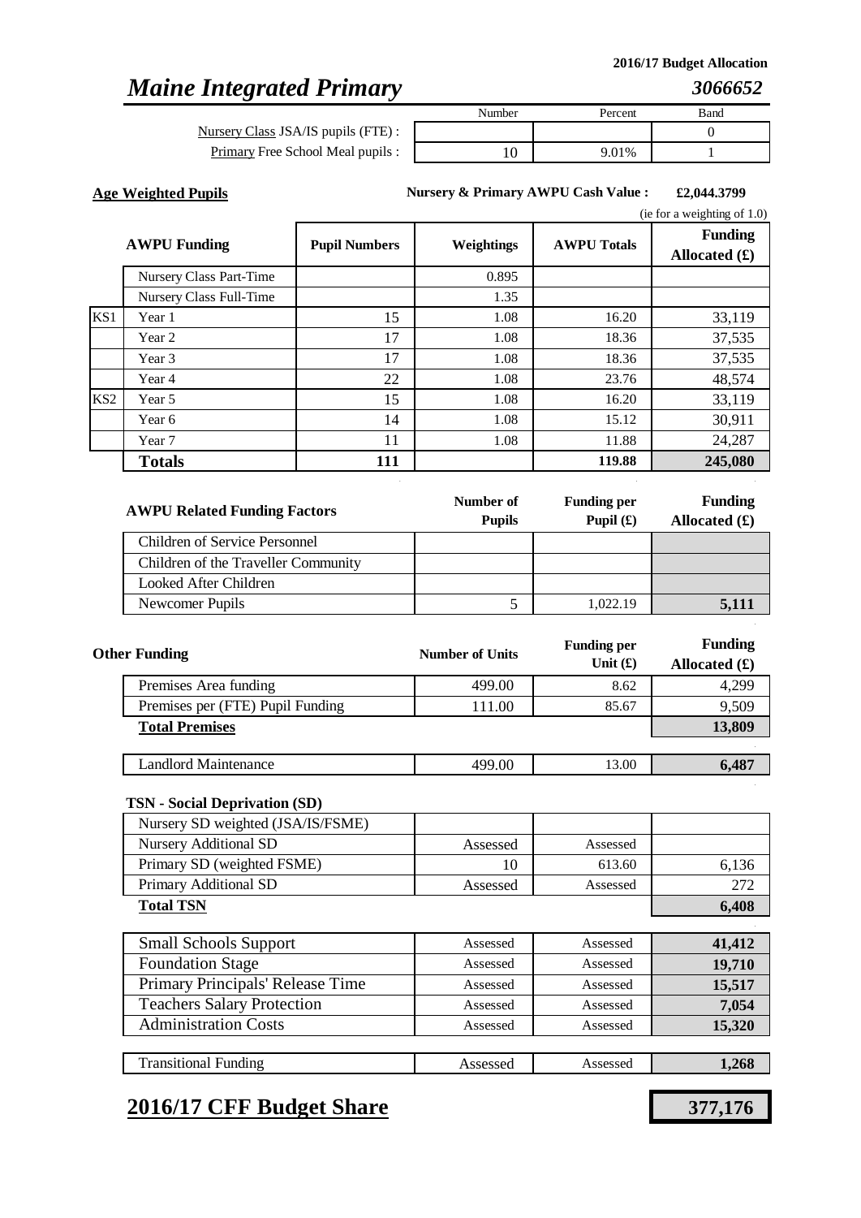2016/17 Budget Allocation

# *Maine Integrated Primary* — *3066652*

| | Number | Percent | Band |
|---|---|---|---|
| Nursery Class JSA/IS pupils (FTE) : | | | 0 |
| Primary Free School Meal pupils : | 10 | 9.01% | 1 |

**Age Weighted Pupils**

**Nursery & Primary AWPU Cash Value : £2,044.3799** (ie for a weighting of 1.0)

| | AWPU Funding | Pupil Numbers | Weightings | AWPU Totals | Funding Allocated (£) |
|---|---|---|---|---|---|
| | Nursery Class Part-Time | | 0.895 | | |
| | Nursery Class Full-Time | | 1.35 | | |
| KS1 | Year 1 | 15 | 1.08 | 16.20 | 33,119 |
| | Year 2 | 17 | 1.08 | 18.36 | 37,535 |
| | Year 3 | 17 | 1.08 | 18.36 | 37,535 |
| | Year 4 | 22 | 1.08 | 23.76 | 48,574 |
| KS2 | Year 5 | 15 | 1.08 | 16.20 | 33,119 |
| | Year 6 | 14 | 1.08 | 15.12 | 30,911 |
| | Year 7 | 11 | 1.08 | 11.88 | 24,287 |
| | **Totals** | **111** | | **119.88** | **245,080** |

| AWPU Related Funding Factors | Number of Pupils | Funding per Pupil (£) | Funding Allocated (£) |
|---|---|---|---|
| Children of Service Personnel | | | |
| Children of the Traveller Community | | | |
| Looked After Children | | | |
| Newcomer Pupils | 5 | 1,022.19 | **5,111** |

| Other Funding | Number of Units | Funding per Unit (£) | Funding Allocated (£) |
|---|---|---|---|
| Premises Area funding | 499.00 | 8.62 | 4,299 |
| Premises per (FTE) Pupil Funding | 111.00 | 85.67 | 9,509 |
| **Total Premises** | | | **13,809** |
| Landlord Maintenance | 499.00 | 13.00 | **6,487** |

**TSN - Social Deprivation (SD)**

| | | | |
|---|---|---|---|
| Nursery SD weighted (JSA/IS/FSME) | | | |
| Nursery Additional SD | Assessed | Assessed | |
| Primary SD (weighted FSME) | 10 | 613.60 | 6,136 |
| Primary Additional SD | Assessed | Assessed | 272 |
| **Total TSN** | | | **6,408** |

| | | | |
|---|---|---|---|
| Small Schools Support | Assessed | Assessed | **41,412** |
| Foundation Stage | Assessed | Assessed | **19,710** |
| Primary Principals' Release Time | Assessed | Assessed | **15,517** |
| Teachers Salary Protection | Assessed | Assessed | **7,054** |
| Administration Costs | Assessed | Assessed | **15,320** |
| Transitional Funding | Assessed | Assessed | **1,268** |

## 2016/17 CFF Budget Share — **377,176**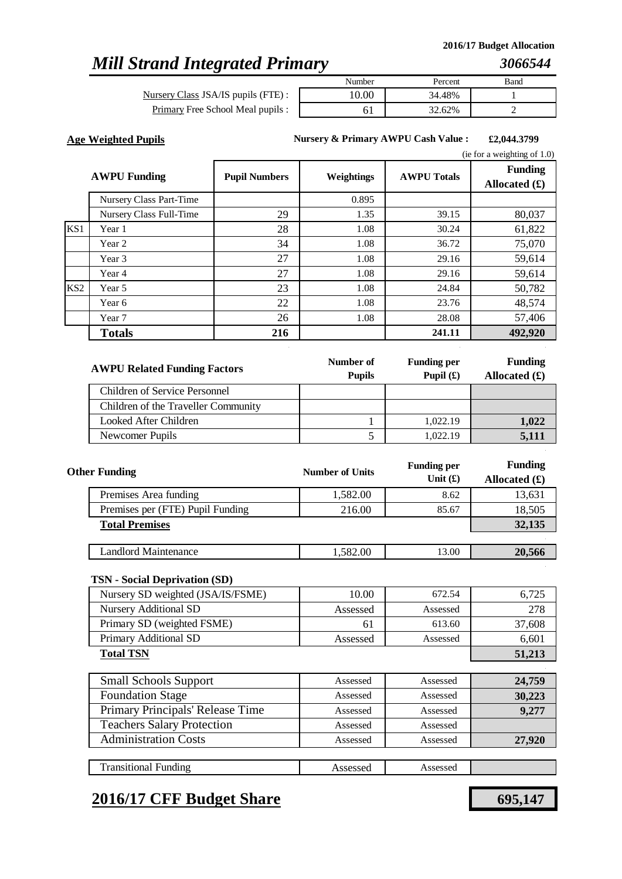2016/17 Budget Allocation

# *Mill Strand Integrated Primary*

*3066544*

| | Number | Percent | Band |
|---|---|---|---|
| Nursery Class JSA/IS pupils (FTE) : | 10.00 | 34.48% | 1 |
| Primary Free School Meal pupils : | 61 | 32.62% | 2 |

**Age Weighted Pupils**

**Nursery & Primary AWPU Cash Value : £2,044.3799** (ie for a weighting of 1.0)

| | AWPU Funding | Pupil Numbers | Weightings | AWPU Totals | Funding Allocated (£) |
|---|---|---|---|---|---|
| | Nursery Class Part-Time | | 0.895 | | |
| | Nursery Class Full-Time | 29 | 1.35 | 39.15 | 80,037 |
| KS1 | Year 1 | 28 | 1.08 | 30.24 | 61,822 |
| | Year 2 | 34 | 1.08 | 36.72 | 75,070 |
| | Year 3 | 27 | 1.08 | 29.16 | 59,614 |
| | Year 4 | 27 | 1.08 | 29.16 | 59,614 |
| KS2 | Year 5 | 23 | 1.08 | 24.84 | 50,782 |
| | Year 6 | 22 | 1.08 | 23.76 | 48,574 |
| | Year 7 | 26 | 1.08 | 28.08 | 57,406 |
| | **Totals** | **216** | | **241.11** | **492,920** |

| AWPU Related Funding Factors | Number of Pupils | Funding per Pupil (£) | Funding Allocated (£) |
|---|---|---|---|
| Children of Service Personnel | | | |
| Children of the Traveller Community | | | |
| Looked After Children | 1 | 1,022.19 | **1,022** |
| Newcomer Pupils | 5 | 1,022.19 | **5,111** |

| Other Funding | Number of Units | Funding per Unit (£) | Funding Allocated (£) |
|---|---|---|---|
| Premises Area funding | 1,582.00 | 8.62 | 13,631 |
| Premises per (FTE) Pupil Funding | 216.00 | 85.67 | 18,505 |
| **Total Premises** | | | **32,135** |
| Landlord Maintenance | 1,582.00 | 13.00 | **20,566** |

**TSN - Social Deprivation (SD)**

| | | | |
|---|---|---|---|
| Nursery SD weighted (JSA/IS/FSME) | 10.00 | 672.54 | 6,725 |
| Nursery Additional SD | Assessed | Assessed | 278 |
| Primary SD (weighted FSME) | 61 | 613.60 | 37,608 |
| Primary Additional SD | Assessed | Assessed | 6,601 |
| **Total TSN** | | | **51,213** |

| | | | |
|---|---|---|---|
| Small Schools Support | Assessed | Assessed | **24,759** |
| Foundation Stage | Assessed | Assessed | **30,223** |
| Primary Principals' Release Time | Assessed | Assessed | **9,277** |
| Teachers Salary Protection | Assessed | Assessed | |
| Administration Costs | Assessed | Assessed | **27,920** |
| Transitional Funding | Assessed | Assessed | |

## 2016/17 CFF Budget Share

**695,147**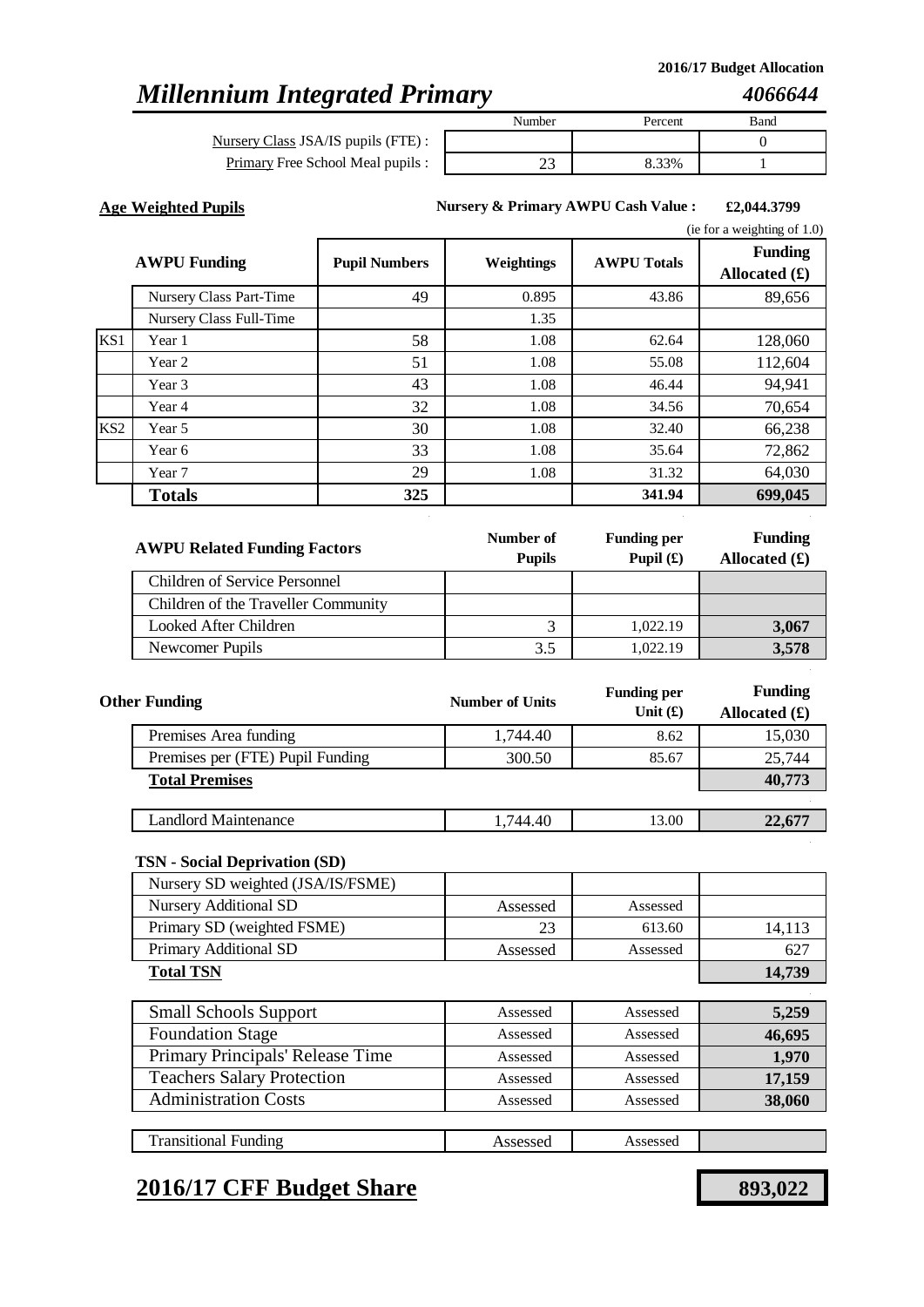2016/17 Budget Allocation

# *Millennium Integrated Primary* — *4066644*

| | Number | Percent | Band |
|---|---|---|---|
| Nursery Class JSA/IS pupils (FTE) : | | | 0 |
| Primary Free School Meal pupils : | 23 | 8.33% | 1 |

**Age Weighted Pupils**

**Nursery & Primary AWPU Cash Value : £2,044.3799** (ie for a weighting of 1.0)

| | AWPU Funding | Pupil Numbers | Weightings | AWPU Totals | Funding Allocated (£) |
|---|---|---|---|---|---|
| | Nursery Class Part-Time | 49 | 0.895 | 43.86 | 89,656 |
| | Nursery Class Full-Time | | 1.35 | | |
| KS1 | Year 1 | 58 | 1.08 | 62.64 | 128,060 |
| | Year 2 | 51 | 1.08 | 55.08 | 112,604 |
| | Year 3 | 43 | 1.08 | 46.44 | 94,941 |
| | Year 4 | 32 | 1.08 | 34.56 | 70,654 |
| KS2 | Year 5 | 30 | 1.08 | 32.40 | 66,238 |
| | Year 6 | 33 | 1.08 | 35.64 | 72,862 |
| | Year 7 | 29 | 1.08 | 31.32 | 64,030 |
| | **Totals** | **325** | | **341.94** | **699,045** |

| AWPU Related Funding Factors | Number of Pupils | Funding per Pupil (£) | Funding Allocated (£) |
|---|---|---|---|
| Children of Service Personnel | | | |
| Children of the Traveller Community | | | |
| Looked After Children | 3 | 1,022.19 | **3,067** |
| Newcomer Pupils | 3.5 | 1,022.19 | **3,578** |

| Other Funding | Number of Units | Funding per Unit (£) | Funding Allocated (£) |
|---|---|---|---|
| Premises Area funding | 1,744.40 | 8.62 | 15,030 |
| Premises per (FTE) Pupil Funding | 300.50 | 85.67 | 25,744 |
| **Total Premises** | | | **40,773** |
| Landlord Maintenance | 1,744.40 | 13.00 | **22,677** |

| TSN - Social Deprivation (SD) | | | |
|---|---|---|---|
| Nursery SD weighted (JSA/IS/FSME) | | | |
| Nursery Additional SD | Assessed | Assessed | |
| Primary SD (weighted FSME) | 23 | 613.60 | 14,113 |
| Primary Additional SD | Assessed | Assessed | 627 |
| **Total TSN** | | | **14,739** |

| | | | |
|---|---|---|---|
| Small Schools Support | Assessed | Assessed | **5,259** |
| Foundation Stage | Assessed | Assessed | **46,695** |
| Primary Principals' Release Time | Assessed | Assessed | **1,970** |
| Teachers Salary Protection | Assessed | Assessed | **17,159** |
| Administration Costs | Assessed | Assessed | **38,060** |
| Transitional Funding | Assessed | Assessed | |

## 2016/17 CFF Budget Share — **893,022**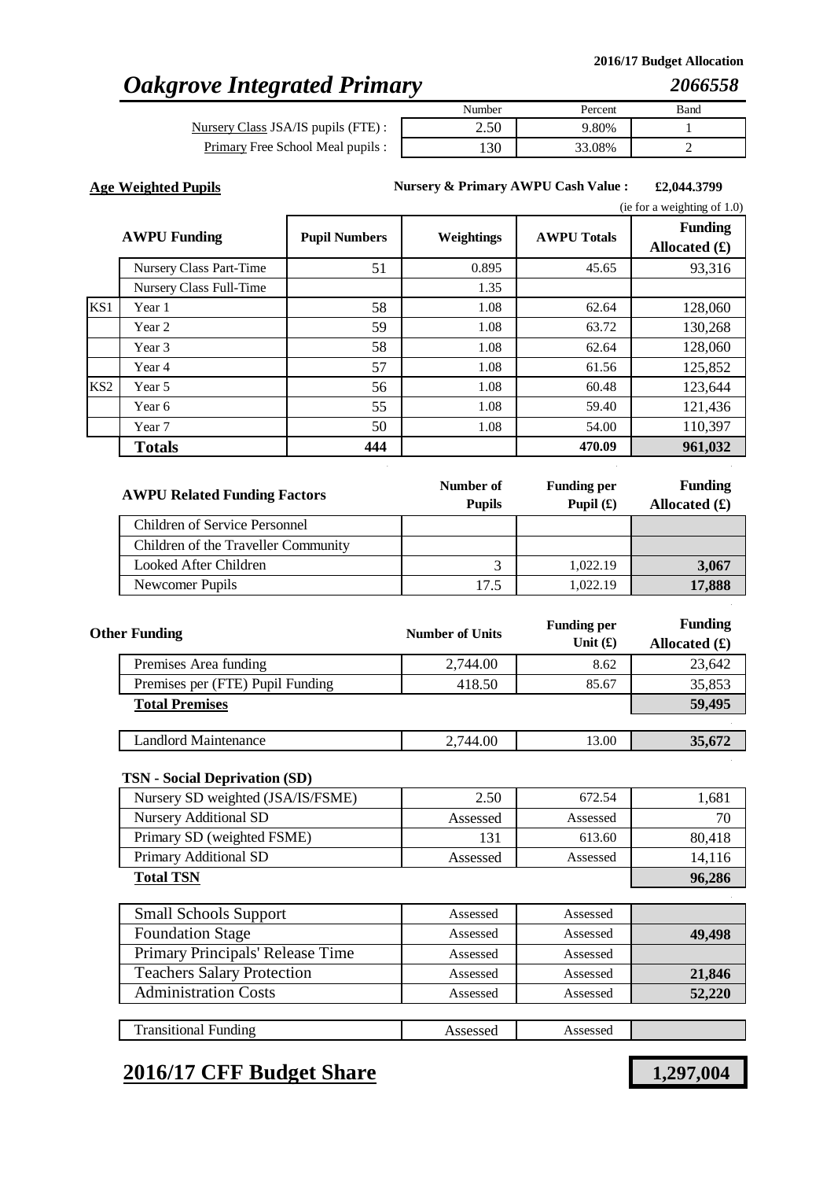2016/17 Budget Allocation

# *Oakgrove Integrated Primary*

***2066558***

| | Number | Percent | Band |
|---|---|---|---|
| Nursery Class JSA/IS pupils (FTE) : | 2.50 | 9.80% | 1 |
| Primary Free School Meal pupils : | 130 | 33.08% | 2 |

**Age Weighted Pupils**

**Nursery & Primary AWPU Cash Value : £2,044.3799**

(ie for a weighting of 1.0)

| | AWPU Funding | Pupil Numbers | Weightings | AWPU Totals | Funding Allocated (£) |
|---|---|---|---|---|---|
| | Nursery Class Part-Time | 51 | 0.895 | 45.65 | 93,316 |
| | Nursery Class Full-Time | | 1.35 | | |
| KS1 | Year 1 | 58 | 1.08 | 62.64 | 128,060 |
| | Year 2 | 59 | 1.08 | 63.72 | 130,268 |
| | Year 3 | 58 | 1.08 | 62.64 | 128,060 |
| | Year 4 | 57 | 1.08 | 61.56 | 125,852 |
| KS2 | Year 5 | 56 | 1.08 | 60.48 | 123,644 |
| | Year 6 | 55 | 1.08 | 59.40 | 121,436 |
| | Year 7 | 50 | 1.08 | 54.00 | 110,397 |
| | **Totals** | **444** | | **470.09** | **961,032** |

| AWPU Related Funding Factors | Number of Pupils | Funding per Pupil (£) | Funding Allocated (£) |
|---|---|---|---|
| Children of Service Personnel | | | |
| Children of the Traveller Community | | | |
| Looked After Children | 3 | 1,022.19 | **3,067** |
| Newcomer Pupils | 17.5 | 1,022.19 | **17,888** |

| Other Funding | Number of Units | Funding per Unit (£) | Funding Allocated (£) |
|---|---|---|---|
| Premises Area funding | 2,744.00 | 8.62 | 23,642 |
| Premises per (FTE) Pupil Funding | 418.50 | 85.67 | 35,853 |
| **Total Premises** | | | **59,495** |
| Landlord Maintenance | 2,744.00 | 13.00 | **35,672** |

| TSN - Social Deprivation (SD) | | | |
|---|---|---|---|
| Nursery SD weighted (JSA/IS/FSME) | 2.50 | 672.54 | 1,681 |
| Nursery Additional SD | Assessed | Assessed | 70 |
| Primary SD (weighted FSME) | 131 | 613.60 | 80,418 |
| Primary Additional SD | Assessed | Assessed | 14,116 |
| **Total TSN** | | | **96,286** |

| | | | |
|---|---|---|---|
| Small Schools Support | Assessed | Assessed | |
| Foundation Stage | Assessed | Assessed | **49,498** |
| Primary Principals' Release Time | Assessed | Assessed | |
| Teachers Salary Protection | Assessed | Assessed | **21,846** |
| Administration Costs | Assessed | Assessed | **52,220** |
| Transitional Funding | Assessed | Assessed | |

## 2016/17 CFF Budget Share

**1,297,004**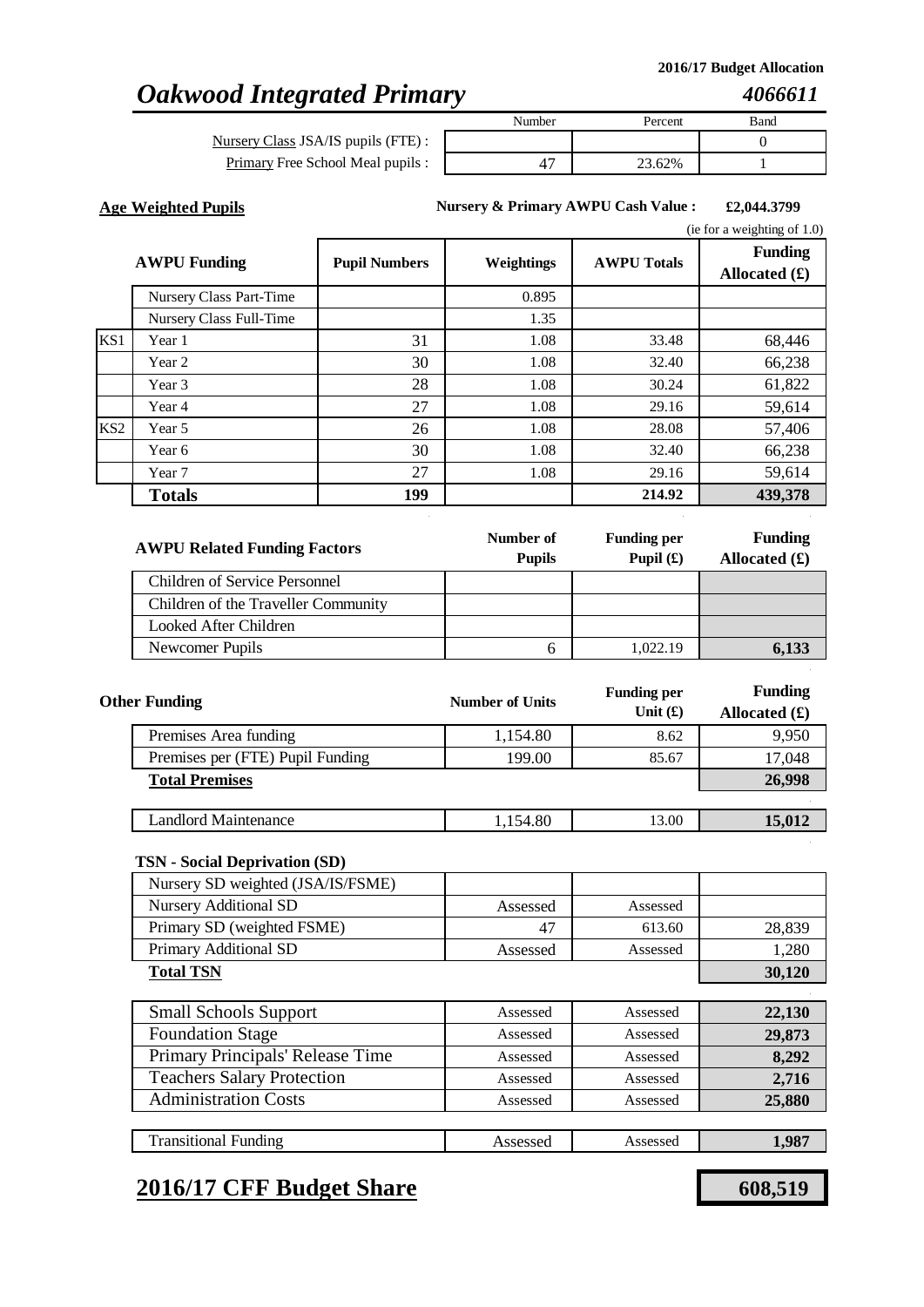2016/17 Budget Allocation

# *Oakwood Integrated Primary* *4066611*

| | Number | Percent | Band |
|---|---|---|---|
| Nursery Class JSA/IS pupils (FTE) : | | | 0 |
| Primary Free School Meal pupils : | 47 | 23.62% | 1 |

**Age Weighted Pupils**

**Nursery & Primary AWPU Cash Value : £2,044.3799** (ie for a weighting of 1.0)

| | AWPU Funding | Pupil Numbers | Weightings | AWPU Totals | Funding Allocated (£) |
|---|---|---|---|---|---|
| | Nursery Class Part-Time | | 0.895 | | |
| | Nursery Class Full-Time | | 1.35 | | |
| KS1 | Year 1 | 31 | 1.08 | 33.48 | 68,446 |
| | Year 2 | 30 | 1.08 | 32.40 | 66,238 |
| | Year 3 | 28 | 1.08 | 30.24 | 61,822 |
| | Year 4 | 27 | 1.08 | 29.16 | 59,614 |
| KS2 | Year 5 | 26 | 1.08 | 28.08 | 57,406 |
| | Year 6 | 30 | 1.08 | 32.40 | 66,238 |
| | Year 7 | 27 | 1.08 | 29.16 | 59,614 |
| | **Totals** | **199** | | **214.92** | **439,378** |

| AWPU Related Funding Factors | Number of Pupils | Funding per Pupil (£) | Funding Allocated (£) |
|---|---|---|---|
| Children of Service Personnel | | | |
| Children of the Traveller Community | | | |
| Looked After Children | | | |
| Newcomer Pupils | 6 | 1,022.19 | **6,133** |

| Other Funding | Number of Units | Funding per Unit (£) | Funding Allocated (£) |
|---|---|---|---|
| Premises Area funding | 1,154.80 | 8.62 | 9,950 |
| Premises per (FTE) Pupil Funding | 199.00 | 85.67 | 17,048 |
| **Total Premises** | | | **26,998** |
| Landlord Maintenance | 1,154.80 | 13.00 | **15,012** |

**TSN - Social Deprivation (SD)**

| | | | |
|---|---|---|---|
| Nursery SD weighted (JSA/IS/FSME) | | | |
| Nursery Additional SD | Assessed | Assessed | |
| Primary SD (weighted FSME) | 47 | 613.60 | 28,839 |
| Primary Additional SD | Assessed | Assessed | 1,280 |
| **Total TSN** | | | **30,120** |

| | | | |
|---|---|---|---|
| Small Schools Support | Assessed | Assessed | **22,130** |
| Foundation Stage | Assessed | Assessed | **29,873** |
| Primary Principals' Release Time | Assessed | Assessed | **8,292** |
| Teachers Salary Protection | Assessed | Assessed | **2,716** |
| Administration Costs | Assessed | Assessed | **25,880** |
| Transitional Funding | Assessed | Assessed | **1,987** |

## 2016/17 CFF Budget Share **608,519**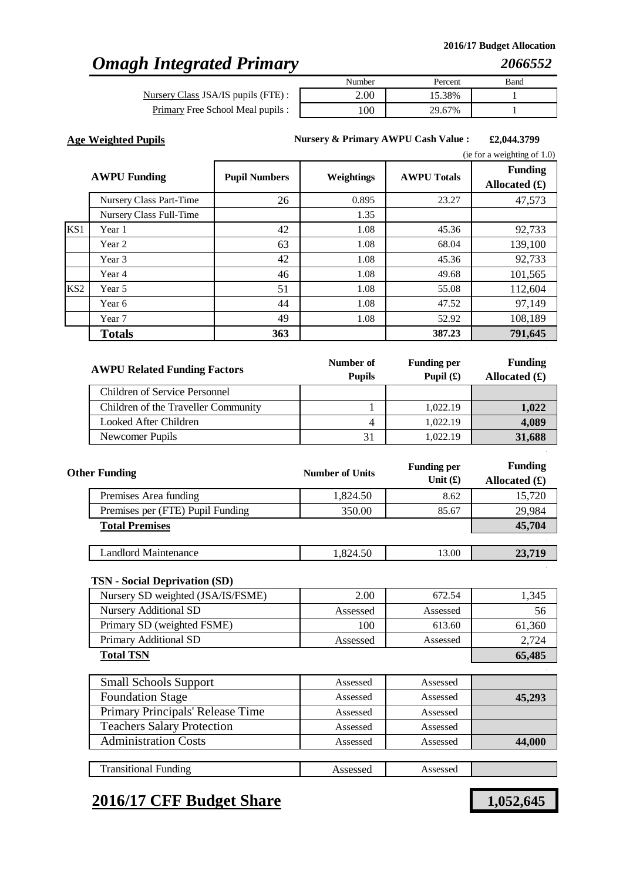2016/17 Budget Allocation

# *Omagh Integrated Primary* *2066552*

| | Number | Percent | Band |
|---|---|---|---|
| Nursery Class JSA/IS pupils (FTE) : | 2.00 | 15.38% | 1 |
| Primary Free School Meal pupils : | 100 | 29.67% | 1 |

**Age Weighted Pupils**

**Nursery & Primary AWPU Cash Value : £2,044.3799**

(ie for a weighting of 1.0)

| | AWPU Funding | Pupil Numbers | Weightings | AWPU Totals | Funding Allocated (£) |
|---|---|---|---|---|---|
| | Nursery Class Part-Time | 26 | 0.895 | 23.27 | 47,573 |
| | Nursery Class Full-Time | | 1.35 | | |
| KS1 | Year 1 | 42 | 1.08 | 45.36 | 92,733 |
| | Year 2 | 63 | 1.08 | 68.04 | 139,100 |
| | Year 3 | 42 | 1.08 | 45.36 | 92,733 |
| | Year 4 | 46 | 1.08 | 49.68 | 101,565 |
| KS2 | Year 5 | 51 | 1.08 | 55.08 | 112,604 |
| | Year 6 | 44 | 1.08 | 47.52 | 97,149 |
| | Year 7 | 49 | 1.08 | 52.92 | 108,189 |
| | **Totals** | **363** | | **387.23** | **791,645** |

| AWPU Related Funding Factors | Number of Pupils | Funding per Pupil (£) | Funding Allocated (£) |
|---|---|---|---|
| Children of Service Personnel | | | |
| Children of the Traveller Community | 1 | 1,022.19 | **1,022** |
| Looked After Children | 4 | 1,022.19 | **4,089** |
| Newcomer Pupils | 31 | 1,022.19 | **31,688** |

| Other Funding | Number of Units | Funding per Unit (£) | Funding Allocated (£) |
|---|---|---|---|
| Premises Area funding | 1,824.50 | 8.62 | 15,720 |
| Premises per (FTE) Pupil Funding | 350.00 | 85.67 | 29,984 |
| **Total Premises** | | | **45,704** |
| Landlord Maintenance | 1,824.50 | 13.00 | **23,719** |
| **TSN - Social Deprivation (SD)** | | | |
| Nursery SD weighted (JSA/IS/FSME) | 2.00 | 672.54 | 1,345 |
| Nursery Additional SD | Assessed | Assessed | 56 |
| Primary SD (weighted FSME) | 100 | 613.60 | 61,360 |
| Primary Additional SD | Assessed | Assessed | 2,724 |
| **Total TSN** | | | **65,485** |
| Small Schools Support | Assessed | Assessed | |
| Foundation Stage | Assessed | Assessed | **45,293** |
| Primary Principals' Release Time | Assessed | Assessed | |
| Teachers Salary Protection | Assessed | Assessed | |
| Administration Costs | Assessed | Assessed | **44,000** |
| Transitional Funding | Assessed | Assessed | |

## 2016/17 CFF Budget Share **1,052,645**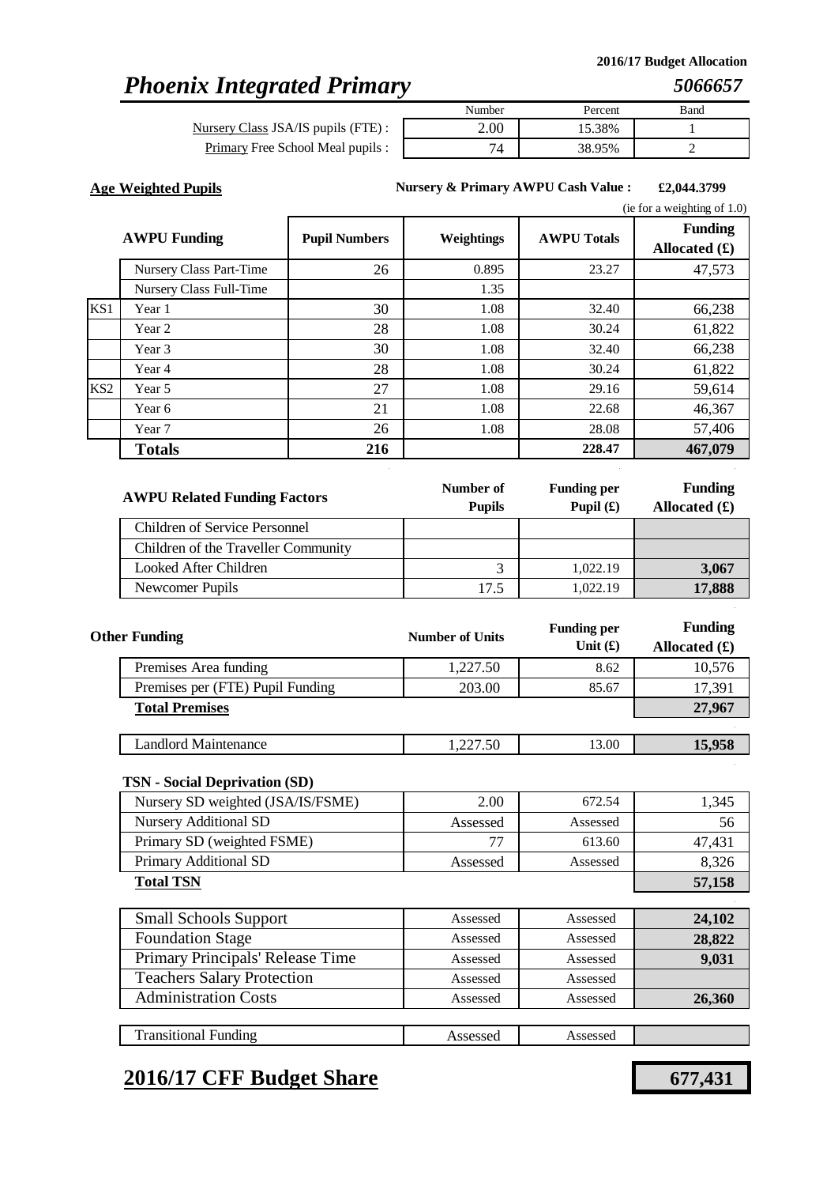**2016/17 Budget Allocation**

# *Phoenix Integrated Primary* *5066657*

| | Number | Percent | Band |
|---|---|---|---|
| Nursery Class JSA/IS pupils (FTE) : | 2.00 | 15.38% | 1 |
| Primary Free School Meal pupils : | 74 | 38.95% | 2 |

**Age Weighted Pupils**

**Nursery & Primary AWPU Cash Value :** **£2,044.3799**

(ie for a weighting of 1.0)

| | AWPU Funding | Pupil Numbers | Weightings | AWPU Totals | Funding Allocated (£) |
|---|---|---|---|---|---|
| | Nursery Class Part-Time | 26 | 0.895 | 23.27 | 47,573 |
| | Nursery Class Full-Time | | 1.35 | | |
| KS1 | Year 1 | 30 | 1.08 | 32.40 | 66,238 |
| | Year 2 | 28 | 1.08 | 30.24 | 61,822 |
| | Year 3 | 30 | 1.08 | 32.40 | 66,238 |
| | Year 4 | 28 | 1.08 | 30.24 | 61,822 |
| KS2 | Year 5 | 27 | 1.08 | 29.16 | 59,614 |
| | Year 6 | 21 | 1.08 | 22.68 | 46,367 |
| | Year 7 | 26 | 1.08 | 28.08 | 57,406 |
| | **Totals** | **216** | | **228.47** | **467,079** |

| AWPU Related Funding Factors | Number of Pupils | Funding per Pupil (£) | Funding Allocated (£) |
|---|---|---|---|
| Children of Service Personnel | | | |
| Children of the Traveller Community | | | |
| Looked After Children | 3 | 1,022.19 | **3,067** |
| Newcomer Pupils | 17.5 | 1,022.19 | **17,888** |

| Other Funding | Number of Units | Funding per Unit (£) | Funding Allocated (£) |
|---|---|---|---|
| Premises Area funding | 1,227.50 | 8.62 | 10,576 |
| Premises per (FTE) Pupil Funding | 203.00 | 85.67 | 17,391 |
| **Total Premises** | | | **27,967** |
| Landlord Maintenance | 1,227.50 | 13.00 | **15,958** |
| **TSN - Social Deprivation (SD)** | | | |
| Nursery SD weighted (JSA/IS/FSME) | 2.00 | 672.54 | 1,345 |
| Nursery Additional SD | Assessed | Assessed | 56 |
| Primary SD (weighted FSME) | 77 | 613.60 | 47,431 |
| Primary Additional SD | Assessed | Assessed | 8,326 |
| **Total TSN** | | | **57,158** |
| Small Schools Support | Assessed | Assessed | **24,102** |
| Foundation Stage | Assessed | Assessed | **28,822** |
| Primary Principals' Release Time | Assessed | Assessed | **9,031** |
| Teachers Salary Protection | Assessed | Assessed | |
| Administration Costs | Assessed | Assessed | **26,360** |
| Transitional Funding | Assessed | Assessed | |

## 2016/17 CFF Budget Share **677,431**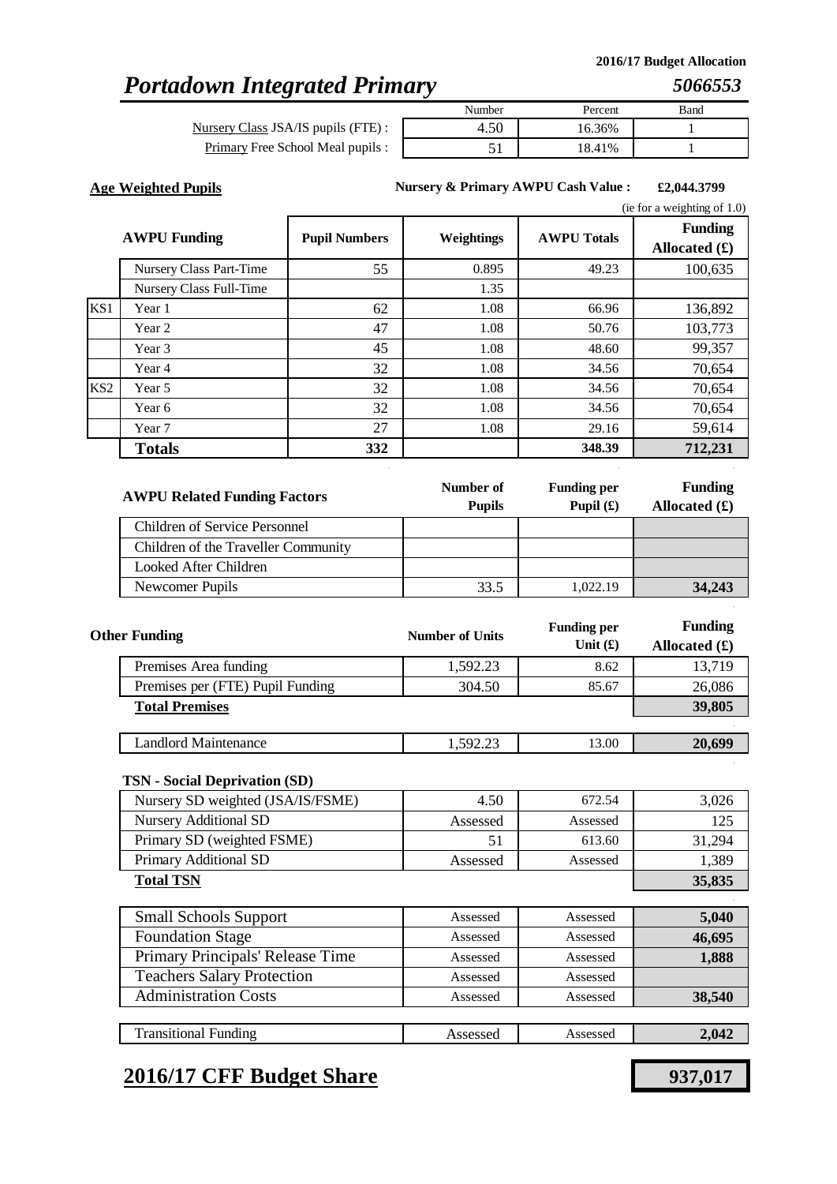2016/17 Budget Allocation

# *Portadown Integrated Primary* *5066553*

| | Number | Percent | Band |
|---|---|---|---|
| Nursery Class JSA/IS pupils (FTE) : | 4.50 | 16.36% | 1 |
| Primary Free School Meal pupils : | 51 | 18.41% | 1 |

**Age Weighted Pupils**

**Nursery & Primary AWPU Cash Value :** **£2,044.3799**

(ie for a weighting of 1.0)

| | AWPU Funding | Pupil Numbers | Weightings | AWPU Totals | Funding Allocated (£) |
|---|---|---|---|---|---|
| | Nursery Class Part-Time | 55 | 0.895 | 49.23 | 100,635 |
| | Nursery Class Full-Time | | 1.35 | | |
| KS1 | Year 1 | 62 | 1.08 | 66.96 | 136,892 |
| | Year 2 | 47 | 1.08 | 50.76 | 103,773 |
| | Year 3 | 45 | 1.08 | 48.60 | 99,357 |
| | Year 4 | 32 | 1.08 | 34.56 | 70,654 |
| KS2 | Year 5 | 32 | 1.08 | 34.56 | 70,654 |
| | Year 6 | 32 | 1.08 | 34.56 | 70,654 |
| | Year 7 | 27 | 1.08 | 29.16 | 59,614 |
| | **Totals** | **332** | | **348.39** | **712,231** |

| AWPU Related Funding Factors | Number of Pupils | Funding per Pupil (£) | Funding Allocated (£) |
|---|---|---|---|
| Children of Service Personnel | | | |
| Children of the Traveller Community | | | |
| Looked After Children | | | |
| Newcomer Pupils | 33.5 | 1,022.19 | **34,243** |

| Other Funding | Number of Units | Funding per Unit (£) | Funding Allocated (£) |
|---|---|---|---|
| Premises Area funding | 1,592.23 | 8.62 | 13,719 |
| Premises per (FTE) Pupil Funding | 304.50 | 85.67 | 26,086 |
| **Total Premises** | | | **39,805** |
| Landlord Maintenance | 1,592.23 | 13.00 | **20,699** |

**TSN - Social Deprivation (SD)**

| | | | |
|---|---|---|---|
| Nursery SD weighted (JSA/IS/FSME) | 4.50 | 672.54 | 3,026 |
| Nursery Additional SD | Assessed | Assessed | 125 |
| Primary SD (weighted FSME) | 51 | 613.60 | 31,294 |
| Primary Additional SD | Assessed | Assessed | 1,389 |
| **Total TSN** | | | **35,835** |

| | | | |
|---|---|---|---|
| Small Schools Support | Assessed | Assessed | **5,040** |
| Foundation Stage | Assessed | Assessed | **46,695** |
| Primary Principals' Release Time | Assessed | Assessed | **1,888** |
| Teachers Salary Protection | Assessed | Assessed | |
| Administration Costs | Assessed | Assessed | **38,540** |
| Transitional Funding | Assessed | Assessed | **2,042** |

## 2016/17 CFF Budget Share **937,017**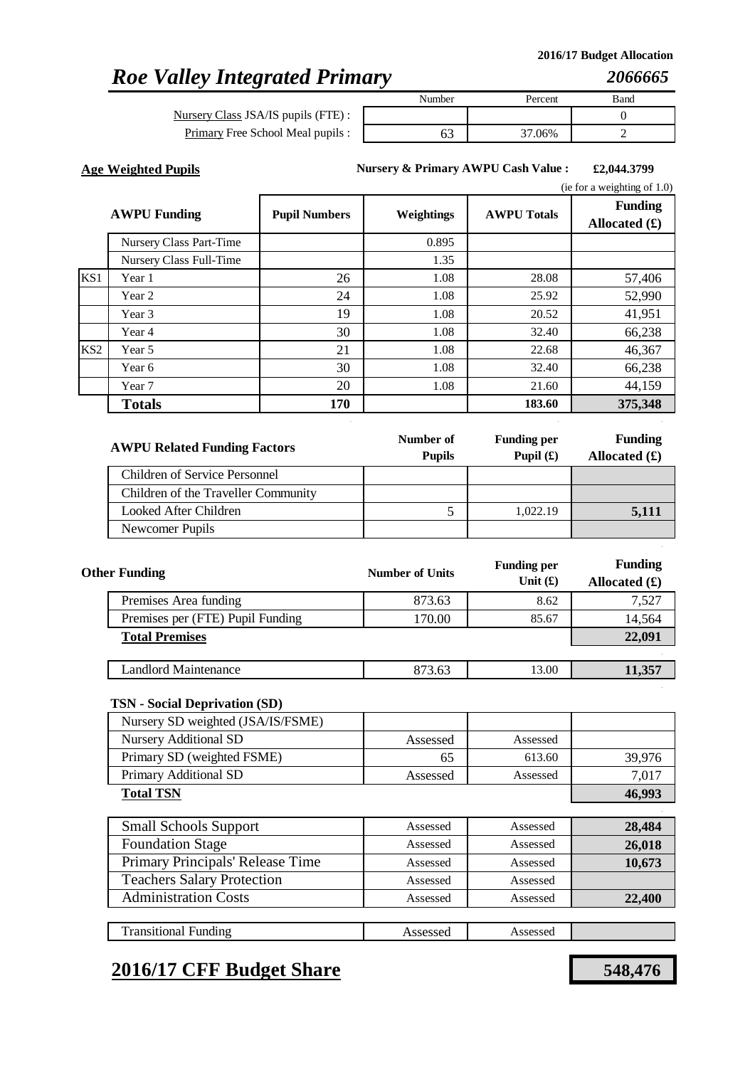2016/17 Budget Allocation

# *Roe Valley Integrated Primary* — *2066665*

| | Number | Percent | Band |
|---|---|---|---|
| Nursery Class JSA/IS pupils (FTE) : | | | 0 |
| Primary Free School Meal pupils : | 63 | 37.06% | 2 |

**Age Weighted Pupils** — **Nursery & Primary AWPU Cash Value :** **£2,044.3799** (ie for a weighting of 1.0)

| | AWPU Funding | Pupil Numbers | Weightings | AWPU Totals | Funding Allocated (£) |
|---|---|---|---|---|---|
| | Nursery Class Part-Time | | 0.895 | | |
| | Nursery Class Full-Time | | 1.35 | | |
| KS1 | Year 1 | 26 | 1.08 | 28.08 | 57,406 |
| | Year 2 | 24 | 1.08 | 25.92 | 52,990 |
| | Year 3 | 19 | 1.08 | 20.52 | 41,951 |
| | Year 4 | 30 | 1.08 | 32.40 | 66,238 |
| KS2 | Year 5 | 21 | 1.08 | 22.68 | 46,367 |
| | Year 6 | 30 | 1.08 | 32.40 | 66,238 |
| | Year 7 | 20 | 1.08 | 21.60 | 44,159 |
| | **Totals** | **170** | | **183.60** | **375,348** |

| AWPU Related Funding Factors | Number of Pupils | Funding per Pupil (£) | Funding Allocated (£) |
|---|---|---|---|
| Children of Service Personnel | | | |
| Children of the Traveller Community | | | |
| Looked After Children | 5 | 1,022.19 | **5,111** |
| Newcomer Pupils | | | |

| Other Funding | Number of Units | Funding per Unit (£) | Funding Allocated (£) |
|---|---|---|---|
| Premises Area funding | 873.63 | 8.62 | 7,527 |
| Premises per (FTE) Pupil Funding | 170.00 | 85.67 | 14,564 |
| **Total Premises** | | | **22,091** |
| Landlord Maintenance | 873.63 | 13.00 | **11,357** |

**TSN - Social Deprivation (SD)**

| | | | |
|---|---|---|---|
| Nursery SD weighted (JSA/IS/FSME) | | | |
| Nursery Additional SD | Assessed | Assessed | |
| Primary SD (weighted FSME) | 65 | 613.60 | 39,976 |
| Primary Additional SD | Assessed | Assessed | 7,017 |
| **Total TSN** | | | **46,993** |

| | | | |
|---|---|---|---|
| Small Schools Support | Assessed | Assessed | **28,484** |
| Foundation Stage | Assessed | Assessed | **26,018** |
| Primary Principals' Release Time | Assessed | Assessed | **10,673** |
| Teachers Salary Protection | Assessed | Assessed | |
| Administration Costs | Assessed | Assessed | **22,400** |
| Transitional Funding | Assessed | Assessed | |

## **2016/17 CFF Budget Share** — **548,476**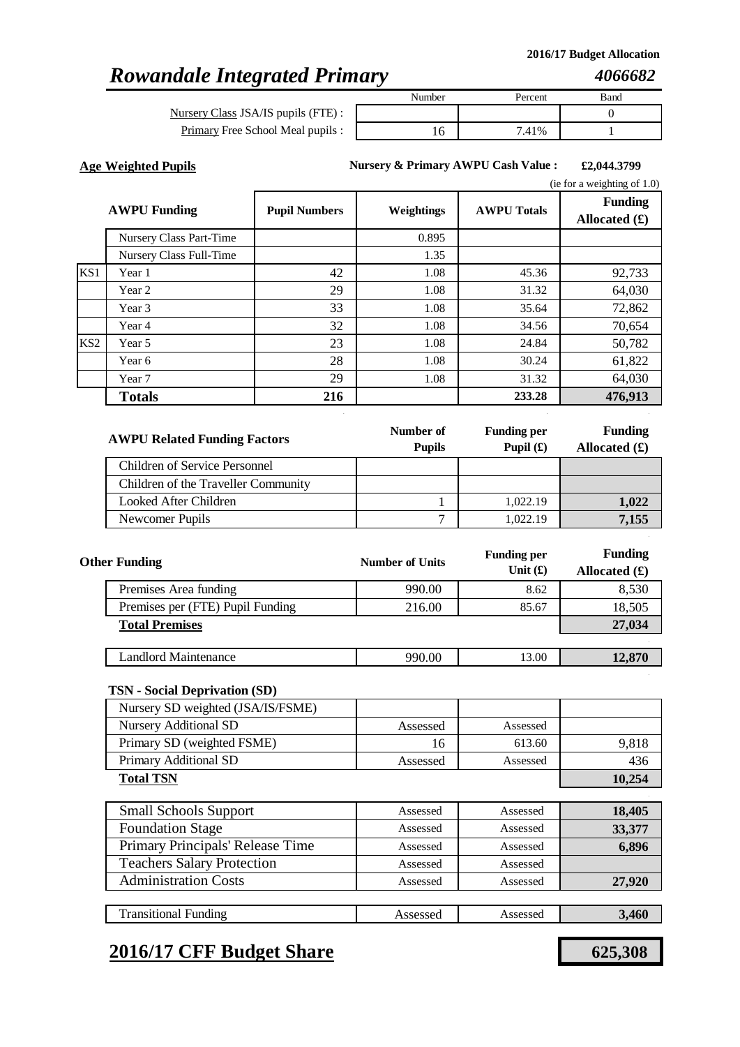2016/17 Budget Allocation

# *Rowandale Integrated Primary* *4066682*

| | Number | Percent | Band |
|---|---|---|---|
| Nursery Class JSA/IS pupils (FTE) : | | | 0 |
| Primary Free School Meal pupils : | 16 | 7.41% | 1 |

**Age Weighted Pupils**

**Nursery & Primary AWPU Cash Value :** **£2,044.3799**

(ie for a weighting of 1.0)

| | AWPU Funding | Pupil Numbers | Weightings | AWPU Totals | Funding Allocated (£) |
|---|---|---|---|---|---|
| | Nursery Class Part-Time | | 0.895 | | |
| | Nursery Class Full-Time | | 1.35 | | |
| KS1 | Year 1 | 42 | 1.08 | 45.36 | 92,733 |
| | Year 2 | 29 | 1.08 | 31.32 | 64,030 |
| | Year 3 | 33 | 1.08 | 35.64 | 72,862 |
| | Year 4 | 32 | 1.08 | 34.56 | 70,654 |
| KS2 | Year 5 | 23 | 1.08 | 24.84 | 50,782 |
| | Year 6 | 28 | 1.08 | 30.24 | 61,822 |
| | Year 7 | 29 | 1.08 | 31.32 | 64,030 |
| | **Totals** | **216** | | **233.28** | **476,913** |

| AWPU Related Funding Factors | Number of Pupils | Funding per Pupil (£) | Funding Allocated (£) |
|---|---|---|---|
| Children of Service Personnel | | | |
| Children of the Traveller Community | | | |
| Looked After Children | 1 | 1,022.19 | **1,022** |
| Newcomer Pupils | 7 | 1,022.19 | **7,155** |

| Other Funding | Number of Units | Funding per Unit (£) | Funding Allocated (£) |
|---|---|---|---|
| Premises Area funding | 990.00 | 8.62 | 8,530 |
| Premises per (FTE) Pupil Funding | 216.00 | 85.67 | 18,505 |
| **Total Premises** | | | **27,034** |
| Landlord Maintenance | 990.00 | 13.00 | **12,870** |

| TSN - Social Deprivation (SD) | | | |
|---|---|---|---|
| Nursery SD weighted (JSA/IS/FSME) | | | |
| Nursery Additional SD | Assessed | Assessed | |
| Primary SD (weighted FSME) | 16 | 613.60 | 9,818 |
| Primary Additional SD | Assessed | Assessed | 436 |
| **Total TSN** | | | **10,254** |

| | | | |
|---|---|---|---|
| Small Schools Support | Assessed | Assessed | **18,405** |
| Foundation Stage | Assessed | Assessed | **33,377** |
| Primary Principals' Release Time | Assessed | Assessed | **6,896** |
| Teachers Salary Protection | Assessed | Assessed | |
| Administration Costs | Assessed | Assessed | **27,920** |
| Transitional Funding | Assessed | Assessed | **3,460** |

## 2016/17 CFF Budget Share **625,308**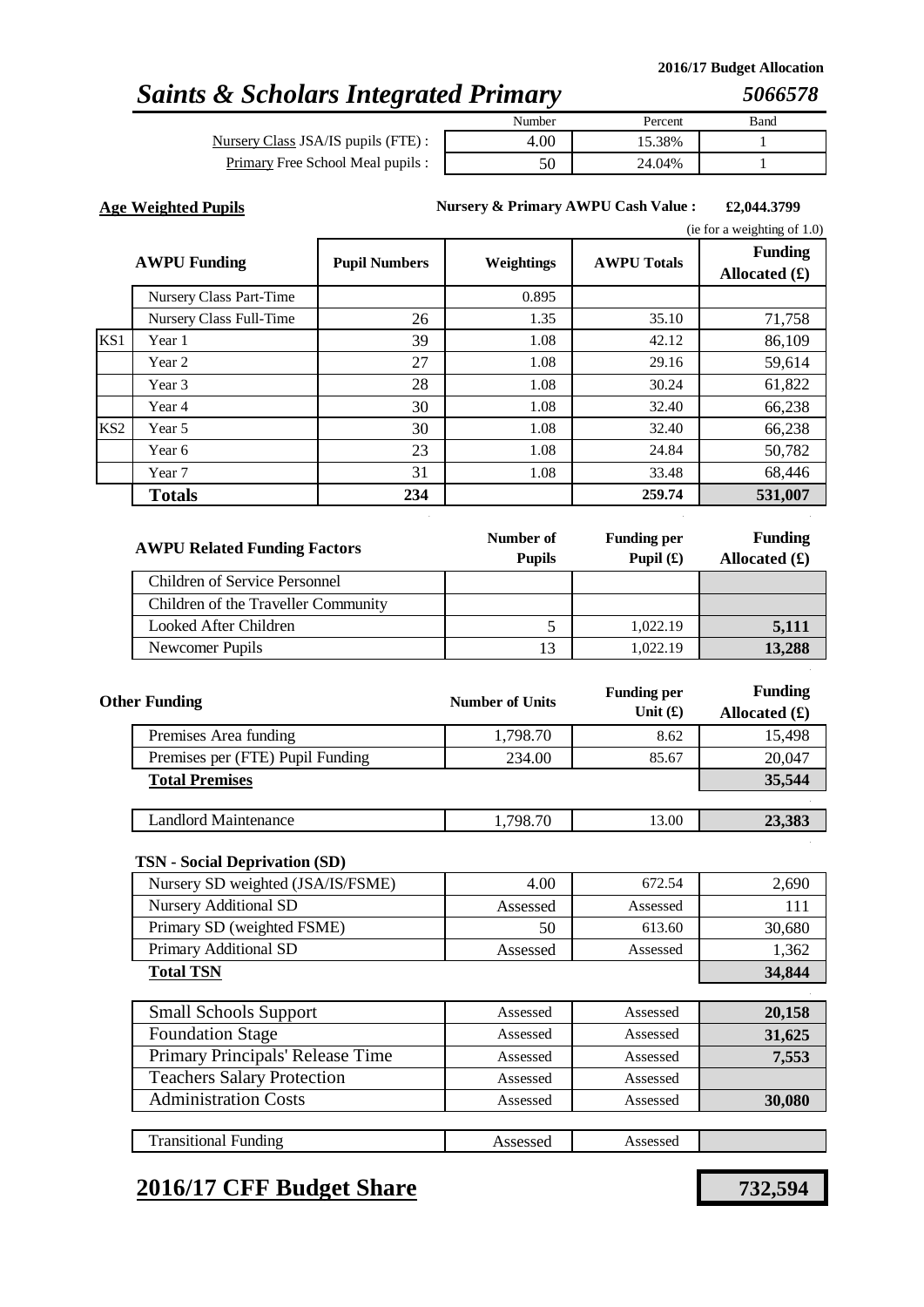2016/17 Budget Allocation

# *Saints & Scholars Integrated Primary* *5066578*

| | Number | Percent | Band |
|---|---|---|---|
| Nursery Class JSA/IS pupils (FTE) : | 4.00 | 15.38% | 1 |
| Primary Free School Meal pupils : | 50 | 24.04% | 1 |

**Age Weighted Pupils**

**Nursery & Primary AWPU Cash Value : £2,044.3799** (ie for a weighting of 1.0)

| | AWPU Funding | Pupil Numbers | Weightings | AWPU Totals | Funding Allocated (£) |
|---|---|---|---|---|---|
| | Nursery Class Part-Time | | 0.895 | | |
| | Nursery Class Full-Time | 26 | 1.35 | 35.10 | 71,758 |
| KS1 | Year 1 | 39 | 1.08 | 42.12 | 86,109 |
| | Year 2 | 27 | 1.08 | 29.16 | 59,614 |
| | Year 3 | 28 | 1.08 | 30.24 | 61,822 |
| | Year 4 | 30 | 1.08 | 32.40 | 66,238 |
| KS2 | Year 5 | 30 | 1.08 | 32.40 | 66,238 |
| | Year 6 | 23 | 1.08 | 24.84 | 50,782 |
| | Year 7 | 31 | 1.08 | 33.48 | 68,446 |
| | **Totals** | **234** | | **259.74** | **531,007** |

| AWPU Related Funding Factors | Number of Pupils | Funding per Pupil (£) | Funding Allocated (£) |
|---|---|---|---|
| Children of Service Personnel | | | |
| Children of the Traveller Community | | | |
| Looked After Children | 5 | 1,022.19 | **5,111** |
| Newcomer Pupils | 13 | 1,022.19 | **13,288** |

| Other Funding | Number of Units | Funding per Unit (£) | Funding Allocated (£) |
|---|---|---|---|
| Premises Area funding | 1,798.70 | 8.62 | 15,498 |
| Premises per (FTE) Pupil Funding | 234.00 | 85.67 | 20,047 |
| **Total Premises** | | | **35,544** |
| Landlord Maintenance | 1,798.70 | 13.00 | **23,383** |

**TSN - Social Deprivation (SD)**

| | | | |
|---|---|---|---|
| Nursery SD weighted (JSA/IS/FSME) | 4.00 | 672.54 | 2,690 |
| Nursery Additional SD | Assessed | Assessed | 111 |
| Primary SD (weighted FSME) | 50 | 613.60 | 30,680 |
| Primary Additional SD | Assessed | Assessed | 1,362 |
| **Total TSN** | | | **34,844** |

| | | | |
|---|---|---|---|
| Small Schools Support | Assessed | Assessed | **20,158** |
| Foundation Stage | Assessed | Assessed | **31,625** |
| Primary Principals' Release Time | Assessed | Assessed | **7,553** |
| Teachers Salary Protection | Assessed | Assessed | |
| Administration Costs | Assessed | Assessed | **30,080** |
| Transitional Funding | Assessed | Assessed | |

## **2016/17 CFF Budget Share** **732,594**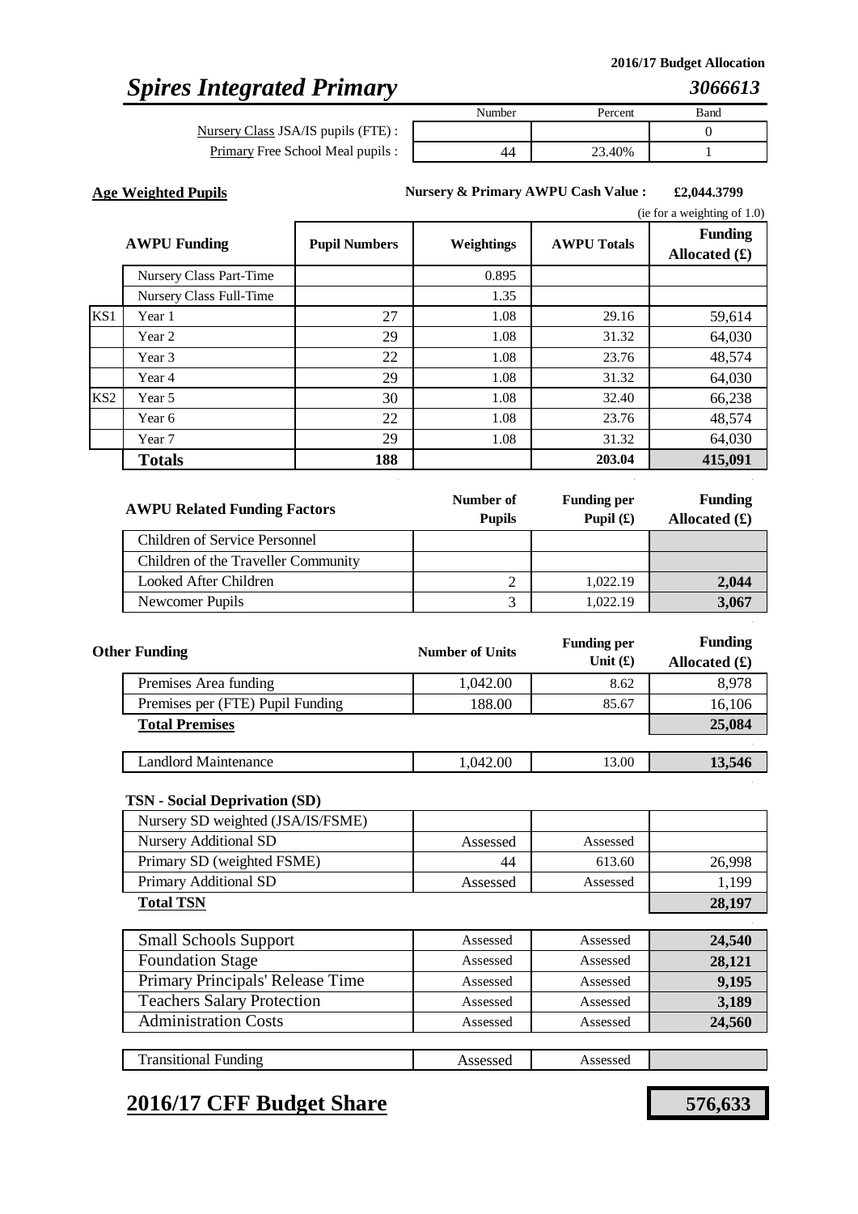2016/17 Budget Allocation

# *Spires Integrated Primary* *3066613*

| | Number | Percent | Band |
|---|---|---|---|
| Nursery Class JSA/IS pupils (FTE) : | | | 0 |
| Primary Free School Meal pupils : | 44 | 23.40% | 1 |

**Age Weighted Pupils**

**Nursery & Primary AWPU Cash Value :** **£2,044.3799**

(ie for a weighting of 1.0)

| | AWPU Funding | Pupil Numbers | Weightings | AWPU Totals | Funding Allocated (£) |
|---|---|---|---|---|---|
| | Nursery Class Part-Time | | 0.895 | | |
| | Nursery Class Full-Time | | 1.35 | | |
| KS1 | Year 1 | 27 | 1.08 | 29.16 | 59,614 |
| | Year 2 | 29 | 1.08 | 31.32 | 64,030 |
| | Year 3 | 22 | 1.08 | 23.76 | 48,574 |
| | Year 4 | 29 | 1.08 | 31.32 | 64,030 |
| KS2 | Year 5 | 30 | 1.08 | 32.40 | 66,238 |
| | Year 6 | 22 | 1.08 | 23.76 | 48,574 |
| | Year 7 | 29 | 1.08 | 31.32 | 64,030 |
| | **Totals** | **188** | | **203.04** | **415,091** |

| AWPU Related Funding Factors | Number of Pupils | Funding per Pupil (£) | Funding Allocated (£) |
|---|---|---|---|
| Children of Service Personnel | | | |
| Children of the Traveller Community | | | |
| Looked After Children | 2 | 1,022.19 | **2,044** |
| Newcomer Pupils | 3 | 1,022.19 | **3,067** |

| Other Funding | Number of Units | Funding per Unit (£) | Funding Allocated (£) |
|---|---|---|---|
| Premises Area funding | 1,042.00 | 8.62 | 8,978 |
| Premises per (FTE) Pupil Funding | 188.00 | 85.67 | 16,106 |
| **Total Premises** | | | **25,084** |
| Landlord Maintenance | 1,042.00 | 13.00 | **13,546** |

**TSN - Social Deprivation (SD)**

| | | | |
|---|---|---|---|
| Nursery SD weighted (JSA/IS/FSME) | | | |
| Nursery Additional SD | Assessed | Assessed | |
| Primary SD (weighted FSME) | 44 | 613.60 | 26,998 |
| Primary Additional SD | Assessed | Assessed | 1,199 |
| **Total TSN** | | | **28,197** |

| | | | |
|---|---|---|---|
| Small Schools Support | Assessed | Assessed | **24,540** |
| Foundation Stage | Assessed | Assessed | **28,121** |
| Primary Principals' Release Time | Assessed | Assessed | **9,195** |
| Teachers Salary Protection | Assessed | Assessed | **3,189** |
| Administration Costs | Assessed | Assessed | **24,560** |
| Transitional Funding | Assessed | Assessed | |

## 2016/17 CFF Budget Share **576,633**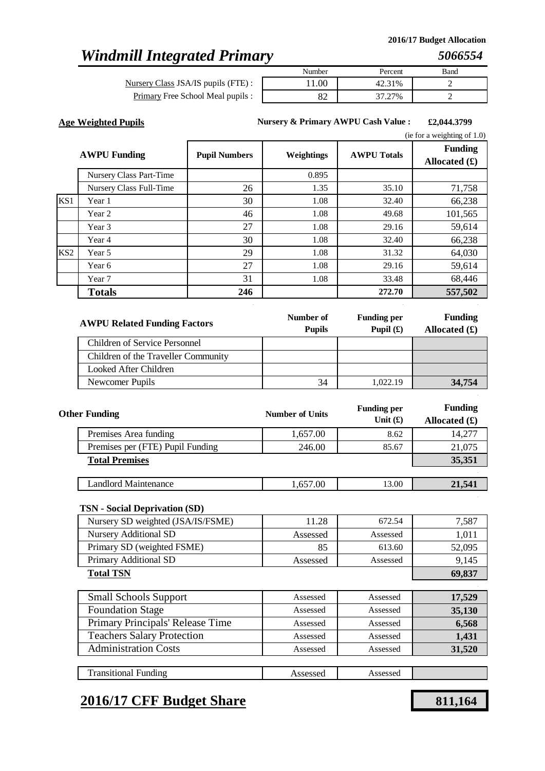2016/17 Budget Allocation

# *Windmill Integrated Primary* *5066554*

| | Number | Percent | Band |
|---|---|---|---|
| Nursery Class JSA/IS pupils (FTE) : | 11.00 | 42.31% | 2 |
| Primary Free School Meal pupils : | 82 | 37.27% | 2 |

**Age Weighted Pupils**

**Nursery & Primary AWPU Cash Value : £2,044.3799** (ie for a weighting of 1.0)

| | AWPU Funding | Pupil Numbers | Weightings | AWPU Totals | Funding Allocated (£) |
|---|---|---|---|---|---|
| | Nursery Class Part-Time | | 0.895 | | |
| | Nursery Class Full-Time | 26 | 1.35 | 35.10 | 71,758 |
| KS1 | Year 1 | 30 | 1.08 | 32.40 | 66,238 |
| | Year 2 | 46 | 1.08 | 49.68 | 101,565 |
| | Year 3 | 27 | 1.08 | 29.16 | 59,614 |
| | Year 4 | 30 | 1.08 | 32.40 | 66,238 |
| KS2 | Year 5 | 29 | 1.08 | 31.32 | 64,030 |
| | Year 6 | 27 | 1.08 | 29.16 | 59,614 |
| | Year 7 | 31 | 1.08 | 33.48 | 68,446 |
| | **Totals** | **246** | | **272.70** | **557,502** |

| AWPU Related Funding Factors | Number of Pupils | Funding per Pupil (£) | Funding Allocated (£) |
|---|---|---|---|
| Children of Service Personnel | | | |
| Children of the Traveller Community | | | |
| Looked After Children | | | |
| Newcomer Pupils | 34 | 1,022.19 | **34,754** |

| Other Funding | Number of Units | Funding per Unit (£) | Funding Allocated (£) |
|---|---|---|---|
| Premises Area funding | 1,657.00 | 8.62 | 14,277 |
| Premises per (FTE) Pupil Funding | 246.00 | 85.67 | 21,075 |
| **Total Premises** | | | **35,351** |
| Landlord Maintenance | 1,657.00 | 13.00 | **21,541** |

**TSN - Social Deprivation (SD)**

| | | | |
|---|---|---|---|
| Nursery SD weighted (JSA/IS/FSME) | 11.28 | 672.54 | 7,587 |
| Nursery Additional SD | Assessed | Assessed | 1,011 |
| Primary SD (weighted FSME) | 85 | 613.60 | 52,095 |
| Primary Additional SD | Assessed | Assessed | 9,145 |
| **Total TSN** | | | **69,837** |

| | | | |
|---|---|---|---|
| Small Schools Support | Assessed | Assessed | **17,529** |
| Foundation Stage | Assessed | Assessed | **35,130** |
| Primary Principals' Release Time | Assessed | Assessed | **6,568** |
| Teachers Salary Protection | Assessed | Assessed | **1,431** |
| Administration Costs | Assessed | Assessed | **31,520** |
| Transitional Funding | Assessed | Assessed | |

## 2016/17 CFF Budget Share **811,164**